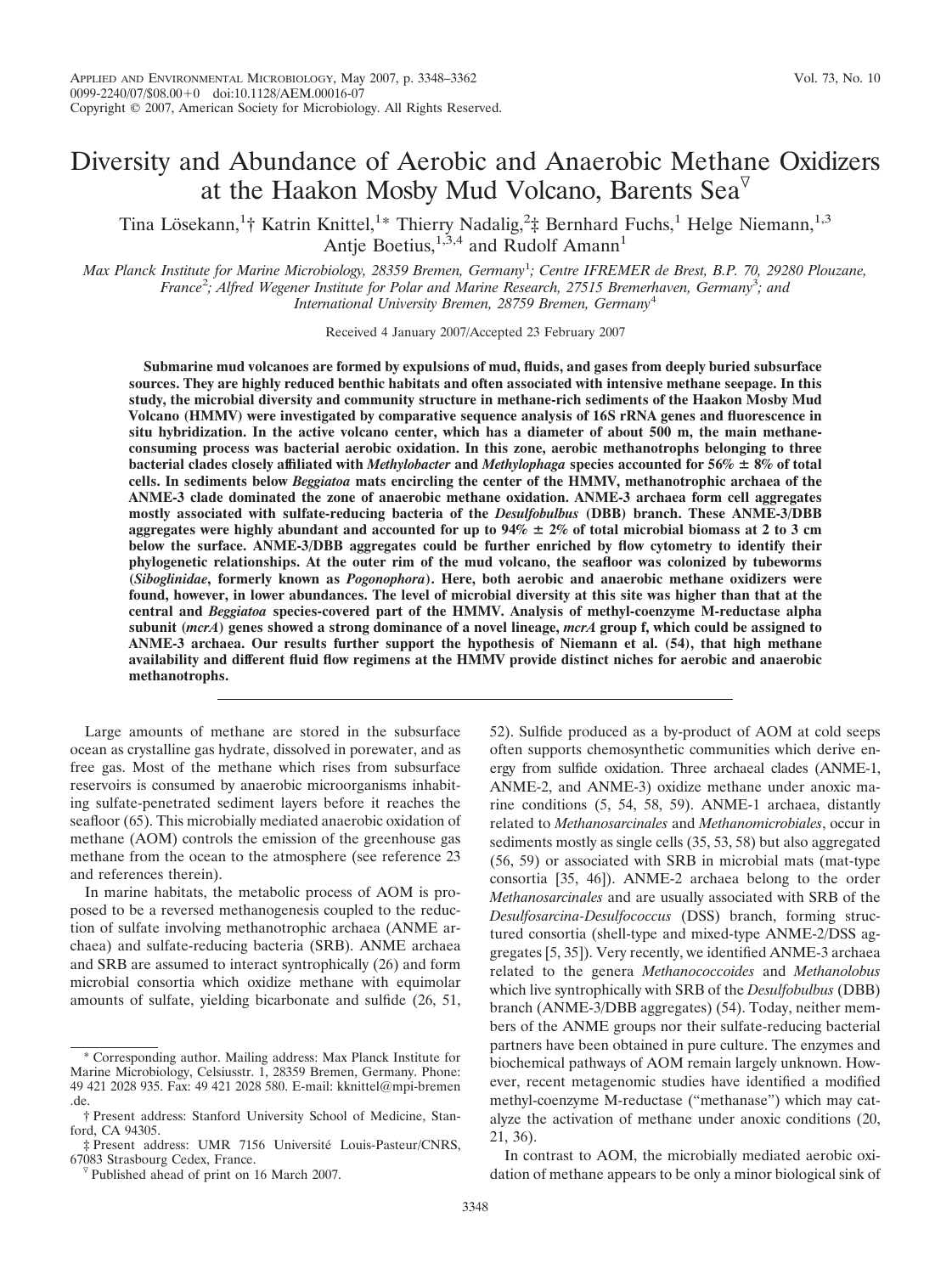# Diversity and Abundance of Aerobic and Anaerobic Methane Oxidizers at the Haakon Mosby Mud Volcano, Barents Sea▽

Tina Lösekann,[1]† Katrin Knittel,[1]* Thierry Nadalig,[2]‡ Bernhard Fuchs,[1] Helge Niemann,[1,3] Antje Boetius,[1,3,4] and Rudolf Amann[1]

*Max Planck Institute for Marine Microbiology, 28359 Bremen, Germany[1]; Centre IFREMER de Brest, B.P. 70, 29280 Plouzane, France[2]; Alfred Wegener Institute for Polar and Marine Research, 27515 Bremerhaven, Germany[3]; and International University Bremen, 28759 Bremen, Germany[4]*

Received 4 January 2007/Accepted 23 February 2007

**Submarine mud volcanoes are formed by expulsions of mud, fluids, and gases from deeply buried subsurface sources. They are highly reduced benthic habitats and often associated with intensive methane seepage. In this study, the microbial diversity and community structure in methane-rich sediments of the Haakon Mosby Mud Volcano (HMMV) were investigated by comparative sequence analysis of 16S rRNA genes and fluorescence in situ hybridization. In the active volcano center, which has a diameter of about 500 m, the main methane-consuming process was bacterial aerobic oxidation. In this zone, aerobic methanotrophs belonging to three bacterial clades closely affiliated with *Methylobacter* and *Methylophaga* species accounted for 56% ± 8% of total cells. In sediments below *Beggiatoa* mats encircling the center of the HMMV, methanotrophic archaea of the ANME-3 clade dominated the zone of anaerobic methane oxidation. ANME-3 archaea form cell aggregates mostly associated with sulfate-reducing bacteria of the *Desulfobulbus* (DBB) branch. These ANME-3/DBB aggregates were highly abundant and accounted for up to 94% ± 2% of total microbial biomass at 2 to 3 cm below the surface. ANME-3/DBB aggregates could be further enriched by flow cytometry to identify their phylogenetic relationships. At the outer rim of the mud volcano, the seafloor was colonized by tubeworms (*Siboglinidae*, formerly known as *Pogonophora*). Here, both aerobic and anaerobic methane oxidizers were found, however, in lower abundances. The level of microbial diversity at this site was higher than that at the central and *Beggiatoa* species-covered part of the HMMV. Analysis of methyl-coenzyme M-reductase alpha subunit (*mcrA*) genes showed a strong dominance of a novel lineage, *mcrA* group f, which could be assigned to ANME-3 archaea. Our results further support the hypothesis of Niemann et al. (54), that high methane availability and different fluid flow regimens at the HMMV provide distinct niches for aerobic and anaerobic methanotrophs.**

Large amounts of methane are stored in the subsurface ocean as crystalline gas hydrate, dissolved in porewater, and as free gas. Most of the methane which rises from subsurface reservoirs is consumed by anaerobic microorganisms inhabiting sulfate-penetrated sediment layers before it reaches the seafloor (65). This microbially mediated anaerobic oxidation of methane (AOM) controls the emission of the greenhouse gas methane from the ocean to the atmosphere (see reference 23 and references therein).

In marine habitats, the metabolic process of AOM is proposed to be a reversed methanogenesis coupled to the reduction of sulfate involving methanotrophic archaea (ANME archaea) and sulfate-reducing bacteria (SRB). ANME archaea and SRB are assumed to interact syntrophically (26) and form microbial consortia which oxidize methane with equimolar amounts of sulfate, yielding bicarbonate and sulfide (26, 51, 52). Sulfide produced as a by-product of AOM at cold seeps often supports chemosynthetic communities which derive energy from sulfide oxidation. Three archaeal clades (ANME-1, ANME-2, and ANME-3) oxidize methane under anoxic marine conditions (5, 54, 58, 59). ANME-1 archaea, distantly related to *Methanosarcinales* and *Methanomicrobiales*, occur in sediments mostly as single cells (35, 53, 58) but also aggregated (56, 59) or associated with SRB in microbial mats (mat-type consortia [35, 46]). ANME-2 archaea belong to the order *Methanosarcinales* and are usually associated with SRB of the *Desulfosarcina-Desulfococcus* (DSS) branch, forming structured consortia (shell-type and mixed-type ANME-2/DSS aggregates [5, 35]). Very recently, we identified ANME-3 archaea related to the genera *Methanococcoides* and *Methanolobus* which live syntrophically with SRB of the *Desulfobulbus* (DBB) branch (ANME-3/DBB aggregates) (54). Today, neither members of the ANME groups nor their sulfate-reducing bacterial partners have been obtained in pure culture. The enzymes and biochemical pathways of AOM remain largely unknown. However, recent metagenomic studies have identified a modified methyl-coenzyme M-reductase ("methanase") which may catalyze the activation of methane under anoxic conditions (20, 21, 36).

In contrast to AOM, the microbially mediated aerobic oxidation of methane appears to be only a minor biological sink of

---

\* Corresponding author. Mailing address: Max Planck Institute for Marine Microbiology, Celsiusstr. 1, 28359 Bremen, Germany. Phone: 49 421 2028 935. Fax: 49 421 2028 580. E-mail: kknittel@mpi-bremen.de.

† Present address: Stanford University School of Medicine, Stanford, CA 94305.

‡ Present address: UMR 7156 Université Louis-Pasteur/CNRS, 67083 Strasbourg Cedex, France.

▽ Published ahead of print on 16 March 2007.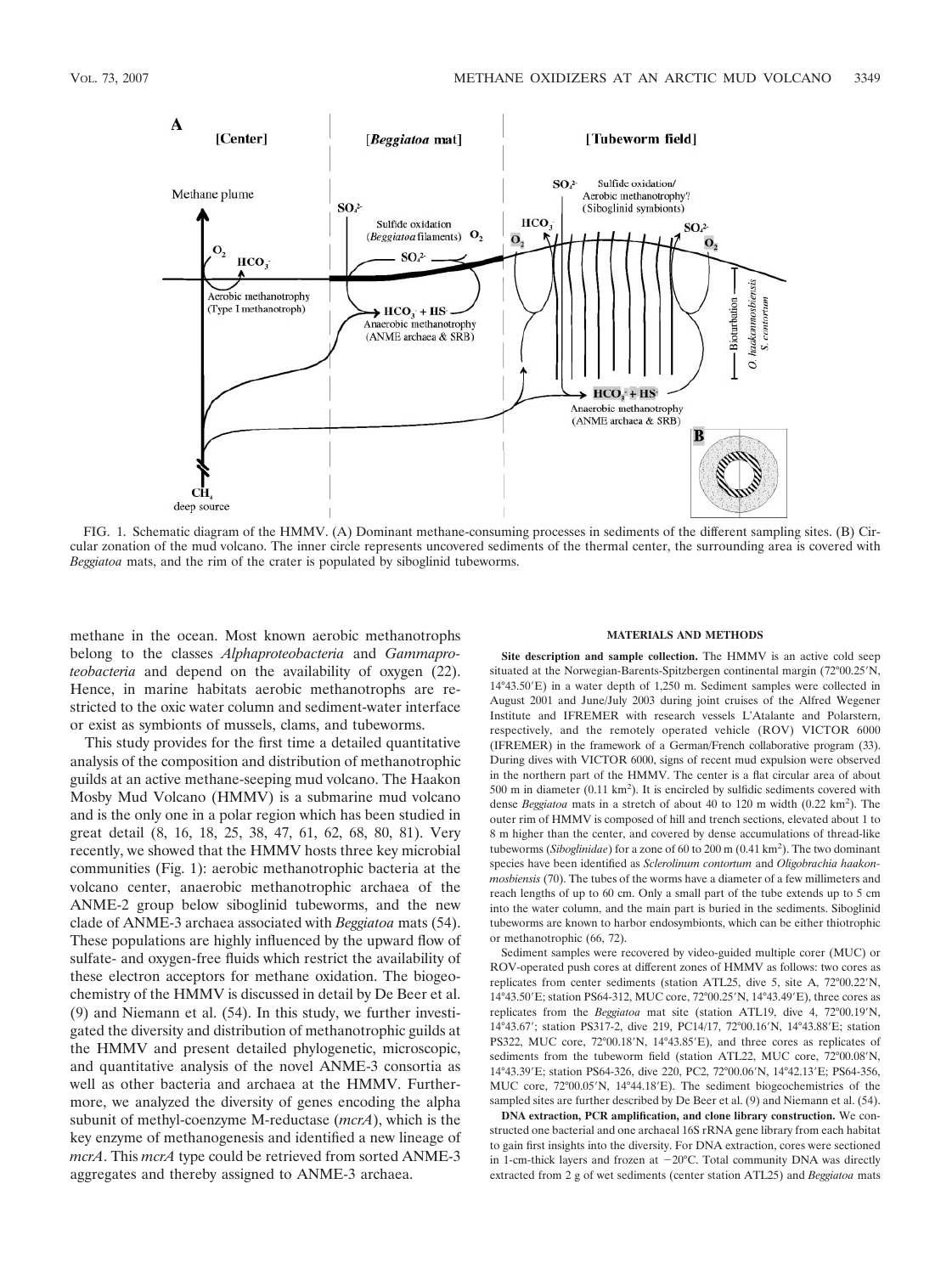FIG. 1. Schematic diagram of the HMMV. (A) Dominant methane-consuming processes in sediments of the different sampling sites. (B) Circular zonation of the mud volcano. The inner circle represents uncovered sediments of the thermal center, the surrounding area is covered with *Beggiatoa* mats, and the rim of the crater is populated by siboglinid tubeworms.

methane in the ocean. Most known aerobic methanotrophs belong to the classes *Alphaproteobacteria* and *Gammaproteobacteria* and depend on the availability of oxygen (22). Hence, in marine habitats aerobic methanotrophs are restricted to the oxic water column and sediment-water interface or exist as symbionts of mussels, clams, and tubeworms.

This study provides for the first time a detailed quantitative analysis of the composition and distribution of methanotrophic guilds at an active methane-seeping mud volcano. The Haakon Mosby Mud Volcano (HMMV) is a submarine mud volcano and is the only one in a polar region which has been studied in great detail (8, 16, 18, 25, 38, 47, 61, 62, 68, 80, 81). Very recently, we showed that the HMMV hosts three key microbial communities (Fig. 1): aerobic methanotrophic bacteria at the volcano center, anaerobic methanotrophic archaea of the ANME-2 group below siboglinid tubeworms, and the new clade of ANME-3 archaea associated with *Beggiatoa* mats (54). These populations are highly influenced by the upward flow of sulfate- and oxygen-free fluids which restrict the availability of these electron acceptors for methane oxidation. The biogeochemistry of the HMMV is discussed in detail by De Beer et al. (9) and Niemann et al. (54). In this study, we further investigated the diversity and distribution of methanotrophic guilds at the HMMV and present detailed phylogenetic, microscopic, and quantitative analysis of the novel ANME-3 consortia as well as other bacteria and archaea at the HMMV. Furthermore, we analyzed the diversity of genes encoding the alpha subunit of methyl-coenzyme M-reductase (*mcrA*), which is the key enzyme of methanogenesis and identified a new lineage of *mcrA*. This *mcrA* type could be retrieved from sorted ANME-3 aggregates and thereby assigned to ANME-3 archaea.

## MATERIALS AND METHODS

**Site description and sample collection.** The HMMV is an active cold seep situated at the Norwegian-Barents-Spitzbergen continental margin (72°00.25′N, 14°43.50′E) in a water depth of 1,250 m. Sediment samples were collected in August 2001 and June/July 2003 during joint cruises of the Alfred Wegener Institute and IFREMER with research vessels L'Atalante and Polarstern, respectively, and the remotely operated vehicle (ROV) VICTOR 6000 (IFREMER) in the framework of a German/French collaborative program (33). During dives with VICTOR 6000, signs of recent mud expulsion were observed in the northern part of the HMMV. The center is a flat circular area of about 500 m in diameter (0.11 km$^2$). It is encircled by sulfidic sediments covered with dense *Beggiatoa* mats in a stretch of about 40 to 120 m width (0.22 km$^2$). The outer rim of HMMV is composed of hill and trench sections, elevated about 1 to 8 m higher than the center, and covered by dense accumulations of thread-like tubeworms (*Siboglinidae*) for a zone of 60 to 200 m (0.41 km$^2$). The two dominant species have been identified as *Sclerolinum contortum* and *Oligobrachia haakonmosbiensis* (70). The tubes of the worms have a diameter of a few millimeters and reach lengths of up to 60 cm. Only a small part of the tube extends up to 5 cm into the water column, and the main part is buried in the sediments. Siboglinid tubeworms are known to harbor endosymbionts, which can be either thiotrophic or methanotrophic (66, 72).

Sediment samples were recovered by video-guided multiple corer (MUC) or ROV-operated push cores at different zones of HMMV as follows: two cores as replicates from center sediments (station ATL25, dive 5, site A, 72°00.22′N, 14°43.50′E; station PS64-312, MUC core, 72°00.25′N, 14°43.49′E), three cores as replicates from the *Beggiatoa* mat site (station ATL19, dive 4, 72°00.19′N, 14°43.67′; station PS317-2, dive 219, PC14/17, 72°00.16′N, 14°43.88′E; station PS322, MUC core, 72°00.18′N, 14°43.85′E), and three cores as replicates of sediments from the tubeworm field (station ATL22, MUC core, 72°00.08′N, 14°43.39′E; station PS64-326, dive 220, PC2, 72°00.06′N, 14°42.13′E; PS64-356, MUC core, 72°00.05′N, 14°44.18′E). The sediment biogeochemistries of the sampled sites are further described by De Beer et al. (9) and Niemann et al. (54).

**DNA extraction, PCR amplification, and clone library construction.** We constructed one bacterial and one archaeal 16S rRNA gene library from each habitat to gain first insights into the diversity. For DNA extraction, cores were sectioned in 1-cm-thick layers and frozen at −20°C. Total community DNA was directly extracted from 2 g of wet sediments (center station ATL25) and *Beggiatoa* mats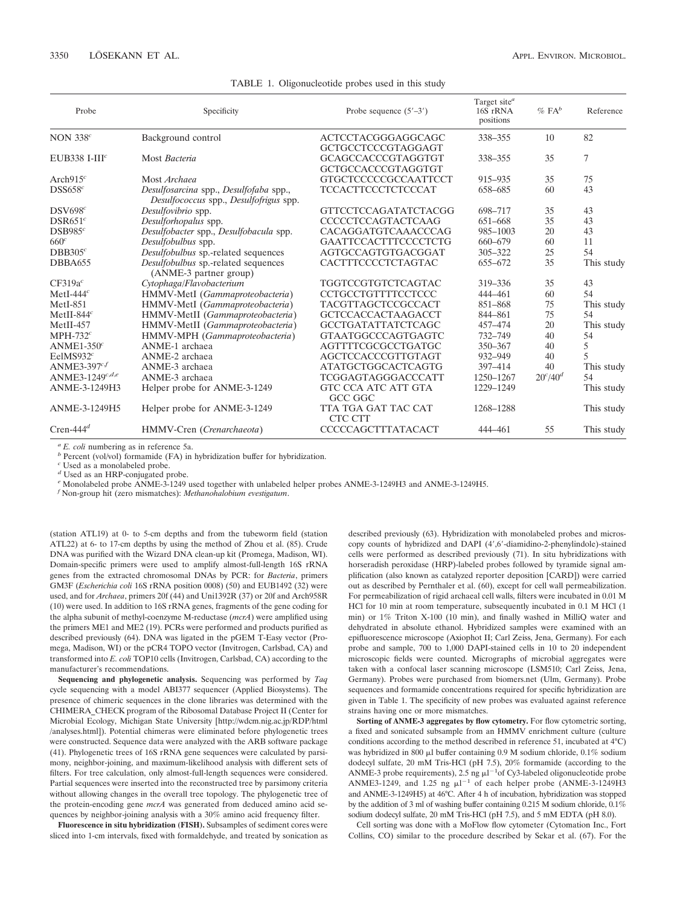TABLE 1. Oligonucleotide probes used in this study

| Probe | Specificity | Probe sequence (5′–3′) | Target site[a] 16S rRNA positions | % FA[b] | Reference |
|---|---|---|---|---|---|
| NON 338[c] | Background control | ACTCCTACGGGAGGCAGC GCTGCCTCCCGTAGGAGT | 338–355 | 10 | 82 |
| EUB338 I-III[c] | Most *Bacteria* | GCAGCCACCCGTAGGTGT GCTGCCACCCGTAGGTGT | 338–355 | 35 | 7 |
| Arch915[c] | Most *Archaea* | GTGCTCCCCCGCCAATTCCT | 915–935 | 35 | 75 |
| DSS658[c] | *Desulfosarcina* spp., *Desulfofaba* spp., *Desulfococcus* spp., *Desulfofrigus* spp. | TCCACTTCCCTCTCCCAT | 658–685 | 60 | 43 |
| DSV698[c] | *Desulfovibrio* spp. | GTTCCTCCAGATATCTACGG | 698–717 | 35 | 43 |
| DSR651[c] | *Desulforhopalus* spp. | CCCCCTCCAGTACTCAAG | 651–668 | 35 | 43 |
| DSB985[c] | *Desulfobacter* spp., *Desulfobacula* spp. | CACAGGATGTCAAACCCAG | 985–1003 | 20 | 43 |
| 660[c] | *Desulfobulbus* spp. | GAATTCCACTTTCCCCTCTG | 660–679 | 60 | 11 |
| DBB305[c] | *Desulfobulbus* sp.-related sequences | AGTGCCAGTGTGACGGAT | 305–322 | 25 | 54 |
| DBBA655 | *Desulfobulbus* sp.-related sequences (ANME-3 partner group) | CACTTTCCCCTCTAGTAC | 655–672 | 35 | This study |
| CF319a[c] | *Cytophaga*/*Flavobacterium* | TGGTCCGTGTCTCAGTAC | 319–336 | 35 | 43 |
| MetI-444[c] | HMMV-MetI (*Gammaproteobacteria*) | CCTGCCTGTTTTCCTCCC | 444–461 | 60 | 54 |
| MetI-851 | HMMV-MetI (*Gammaproteobacteria*) | TACGTTAGCTCCGCCACT | 851–868 | 75 | This study |
| MetII-844[c] | HMMV-MetII (*Gammaproteobacteria*) | GCTCCACCACTAAGACCT | 844–861 | 75 | 54 |
| MetII-457 | HMMV-MetII (*Gammaproteobacteria*) | GCCTGATATTATCTCAGC | 457–474 | 20 | This study |
| MPH-732[c] | HMMV-MPH (*Gammaproteobacteria*) | GTAATGGCCCAGTGAGTC | 732–749 | 40 | 54 |
| ANME1-350[c] | ANME-1 archaea | AGTTTTCGCGCCTGATGC | 350–367 | 40 | 5 |
| EelMS932[c] | ANME-2 archaea | AGCTCCACCCGTTGTAGT | 932–949 | 40 | 5 |
| ANME3-397[c,f] | ANME-3 archaea | ATATGCTGGCACTCAGTG | 397–414 | 40 | This study |
| ANME3-1249[c,d,e] | ANME-3 archaea | TCGGAGTAGGGACCCATT | 1250–1267 | 20[c]/40[d] | 54 |
| ANME-3-1249H3 | Helper probe for ANME-3-1249 | GTC CCA ATC ATT GTA GCC GGC | 1229–1249 | | This study |
| ANME-3-1249H5 | Helper probe for ANME-3-1249 | TTA TGA GAT TAC CAT CTC CTT | 1268–1288 | | This study |
| Cren-444[d] | HMMV-Cren (*Crenarchaeota*) | CCCCCAGCTTTATACACT | 444–461 | 55 | This study |

[a] *E. coli* numbering as in reference 5a.
[b] Percent (vol/vol) formamide (FA) in hybridization buffer for hybridization.
[c] Used as a monolabeled probe.
[d] Used as an HRP-conjugated probe.
[e] Monolabeled probe ANME-3-1249 used together with unlabeled helper probes ANME-3-1249H3 and ANME-3-1249H5.
[f] Non-group hit (zero mismatches): *Methanohalobium evestigatum*.

(station ATL19) at 0- to 5-cm depths and from the tubeworm field (station ATL22) at 6- to 17-cm depths by using the method of Zhou et al. (85). Crude DNA was purified with the Wizard DNA clean-up kit (Promega, Madison, WI). Domain-specific primers were used to amplify almost-full-length 16S rRNA genes from the extracted chromosomal DNAs by PCR: for *Bacteria*, primers GM3F (*Escherichia coli* 16S rRNA position 0008) (50) and EUB1492 (32) were used, and for *Archaea*, primers 20f (44) and Uni1392R (37) or 20f and Arch958R (10) were used. In addition to 16S rRNA genes, fragments of the gene coding for the alpha subunit of methyl-coenzyme M-reductase (*mcrA*) were amplified using the primers ME1 and ME2 (19). PCRs were performed and products purified as described previously (64). DNA was ligated in the pGEM T-Easy vector (Promega, Madison, WI) or the pCR4 TOPO vector (Invitrogen, Carlsbad, CA) and transformed into *E. coli* TOP10 cells (Invitrogen, Carlsbad, CA) according to the manufacturer's recommendations.

**Sequencing and phylogenetic analysis.** Sequencing was performed by *Taq* cycle sequencing with a model ABI377 sequencer (Applied Biosystems). The presence of chimeric sequences in the clone libraries was determined with the CHIMERA_CHECK program of the Ribosomal Database Project II (Center for Microbial Ecology, Michigan State University [http://wdcm.nig.ac.jp/RDP/html/analyses.html]). Potential chimeras were eliminated before phylogenetic trees were constructed. Sequence data were analyzed with the ARB software package (41). Phylogenetic trees of 16S rRNA gene sequences were calculated by parsimony, neighbor-joining, and maximum-likelihood analysis with different sets of filters. For tree calculation, only almost-full-length sequences were considered. Partial sequences were inserted into the reconstructed tree by parsimony criteria without allowing changes in the overall tree topology. The phylogenetic tree of the protein-encoding gene *mcrA* was generated from deduced amino acid sequences by neighbor-joining analysis with a 30% amino acid frequency filter.

**Fluorescence in situ hybridization (FISH).** Subsamples of sediment cores were sliced into 1-cm intervals, fixed with formaldehyde, and treated by sonication as described previously (63). Hybridization with monolabeled probes and microscopy counts of hybridized and DAPI (4′,6′-diamidino-2-phenylindole)-stained cells were performed as described previously (71). In situ hybridizations with horseradish peroxidase (HRP)-labeled probes followed by tyramide signal amplification (also known as catalyzed reporter deposition [CARD]) were carried out as described by Pernthaler et al. (60), except for cell wall permeabilization. For permeabilization of rigid archaeal cell walls, filters were incubated in 0.01 M HCl for 10 min at room temperature, subsequently incubated in 0.1 M HCl (1 min) or 1% Triton X-100 (10 min), and finally washed in MilliQ water and dehydrated in absolute ethanol. Hybridized samples were examined with an epifluorescence microscope (Axiophot II; Carl Zeiss, Jena, Germany). For each probe and sample, 700 to 1,000 DAPI-stained cells in 10 to 20 independent microscopic fields were counted. Micrographs of microbial aggregates were taken with a confocal laser scanning microscope (LSM510; Carl Zeiss, Jena, Germany). Probes were purchased from biomers.net (Ulm, Germany). Probe sequences and formamide concentrations required for specific hybridization are given in Table 1. The specificity of new probes was evaluated against reference strains having one or more mismatches.

**Sorting of ANME-3 aggregates by flow cytometry.** For flow cytometric sorting, a fixed and sonicated subsample from an HMMV enrichment culture (culture conditions according to the method described in reference 51, incubated at 4°C) was hybridized in 800 μl buffer containing 0.9 M sodium chloride, 0.1% sodium dodecyl sulfate, 20 mM Tris-HCl (pH 7.5), 20% formamide (according to the ANME-3 probe requirements), 2.5 ng $\mu l^{-1}$ of Cy3-labeled oligonucleotide probe ANME3-1249, and 1.25 ng $\mu l^{-1}$ of each helper probe (ANME-3-1249H3 and ANME-3-1249H5) at 46°C. After 4 h of incubation, hybridization was stopped by the addition of 3 ml of washing buffer containing 0.215 M sodium chloride, 0.1% sodium dodecyl sulfate, 20 mM Tris-HCl (pH 7.5), and 5 mM EDTA (pH 8.0).

Cell sorting was done with a MoFlow flow cytometer (Cytomation Inc., Fort Collins, CO) similar to the procedure described by Sekar et al. (67). For the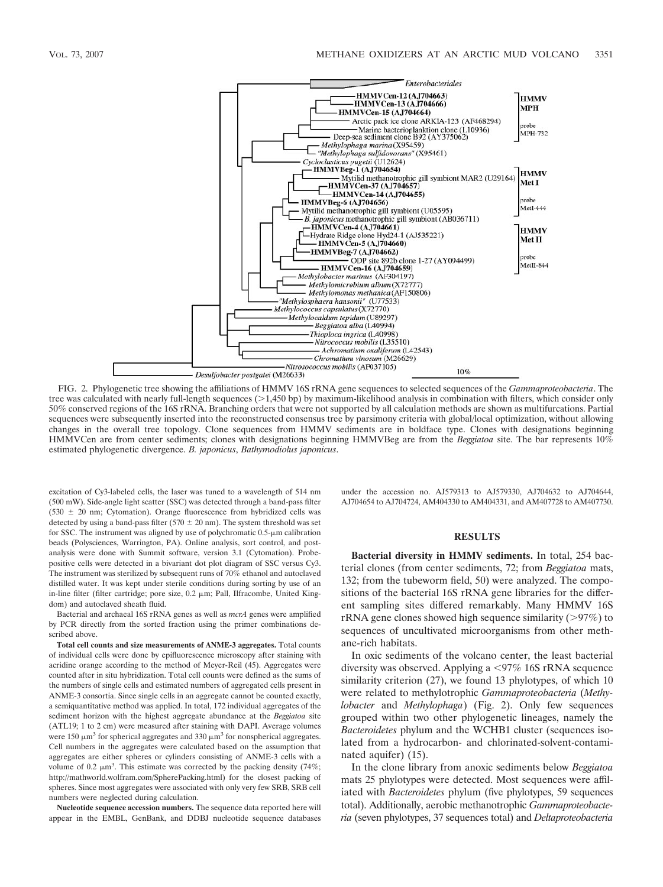FIG. 2. Phylogenetic tree showing the affiliations of HMMV 16S rRNA gene sequences to selected sequences of the *Gammaproteobacteria*. The tree was calculated with nearly full-length sequences (>1,450 bp) by maximum-likelihood analysis in combination with filters, which consider only 50% conserved regions of the 16S rRNA. Branching orders that were not supported by all calculation methods are shown as multifurcations. Partial sequences were subsequently inserted into the reconstructed consensus tree by parsimony criteria with global/local optimization, without allowing changes in the overall tree topology. Clone sequences from HMMV sediments are in boldface type. Clones with designations beginning HMMVCen are from center sediments; clones with designations beginning HMMVBeg are from the *Beggiatoa* site. The bar represents 10% estimated phylogenetic divergence. *B. japonicus*, *Bathymodiolus japonicus*.

excitation of Cy3-labeled cells, the laser was tuned to a wavelength of 514 nm (500 mW). Side-angle light scatter (SSC) was detected through a band-pass filter (530 ± 20 nm; Cytomation). Orange fluorescence from hybridized cells was detected by using a band-pass filter (570 ± 20 nm). The system threshold was set for SSC. The instrument was aligned by use of polychromatic 0.5-μm calibration beads (Polysciences, Warrington, PA). Online analysis, sort control, and post-analysis were done with Summit software, version 3.1 (Cytomation). Probe-positive cells were detected in a bivariant dot plot diagram of SSC versus Cy3. The instrument was sterilized by subsequent runs of 70% ethanol and autoclaved distilled water. It was kept under sterile conditions during sorting by use of an in-line filter (filter cartridge; pore size, 0.2 μm; Pall, Ilfracombe, United Kingdom) and autoclaved sheath fluid.

Bacterial and archaeal 16S rRNA genes as well as *mcrA* genes were amplified by PCR directly from the sorted fraction using the primer combinations described above.

**Total cell counts and size measurements of ANME-3 aggregates.** Total counts of individual cells were done by epifluorescence microscopy after staining with acridine orange according to the method of Meyer-Reil (45). Aggregates were counted after in situ hybridization. Total cell counts were defined as the sums of the numbers of single cells and estimated numbers of aggregated cells present in ANME-3 consortia. Since single cells in an aggregate cannot be counted exactly, a semiquantitative method was applied. In total, 172 individual aggregates of the sediment horizon with the highest aggregate abundance at the *Beggiatoa* site (ATL19; 1 to 2 cm) were measured after staining with DAPI. Average volumes were 150 $\mu m^3$ for spherical aggregates and 330 $\mu m^3$ for nonspherical aggregates. Cell numbers in the aggregates were calculated based on the assumption that aggregates are either spheres or cylinders consisting of ANME-3 cells with a volume of 0.2 $\mu m^3$. This estimate was corrected by the packing density (74%; http://mathworld.wolfram.com/SpherePacking.html) for the closest packing of spheres. Since most aggregates were associated with only very few SRB, SRB cell numbers were neglected during calculation.

**Nucleotide sequence accession numbers.** The sequence data reported here will appear in the EMBL, GenBank, and DDBJ nucleotide sequence databases under the accession no. AJ579313 to AJ579330, AJ704632 to AJ704644, AJ704654 to AJ704724, AM404330 to AM404331, and AM407728 to AM407730.

## RESULTS

**Bacterial diversity in HMMV sediments.** In total, 254 bacterial clones (from center sediments, 72; from *Beggiatoa* mats, 132; from the tubeworm field, 50) were analyzed. The compositions of the bacterial 16S rRNA gene libraries for the different sampling sites differed remarkably. Many HMMV 16S rRNA gene clones showed high sequence similarity (>97%) to sequences of uncultivated microorganisms from other methane-rich habitats.

In oxic sediments of the volcano center, the least bacterial diversity was observed. Applying a <97% 16S rRNA sequence similarity criterion (27), we found 13 phylotypes, of which 10 were related to methylotrophic *Gammaproteobacteria* (*Methylobacter* and *Methylophaga*) (Fig. 2). Only few sequences grouped within two other phylogenetic lineages, namely the *Bacteroidetes* phylum and the WCHB1 cluster (sequences isolated from a hydrocarbon- and chlorinated-solvent-contaminated aquifer) (15).

In the clone library from anoxic sediments below *Beggiatoa* mats 25 phylotypes were detected. Most sequences were affiliated with *Bacteroidetes* phylum (five phylotypes, 59 sequences total). Additionally, aerobic methanotrophic *Gammaproteobacteria* (seven phylotypes, 37 sequences total) and *Deltaproteobacteria*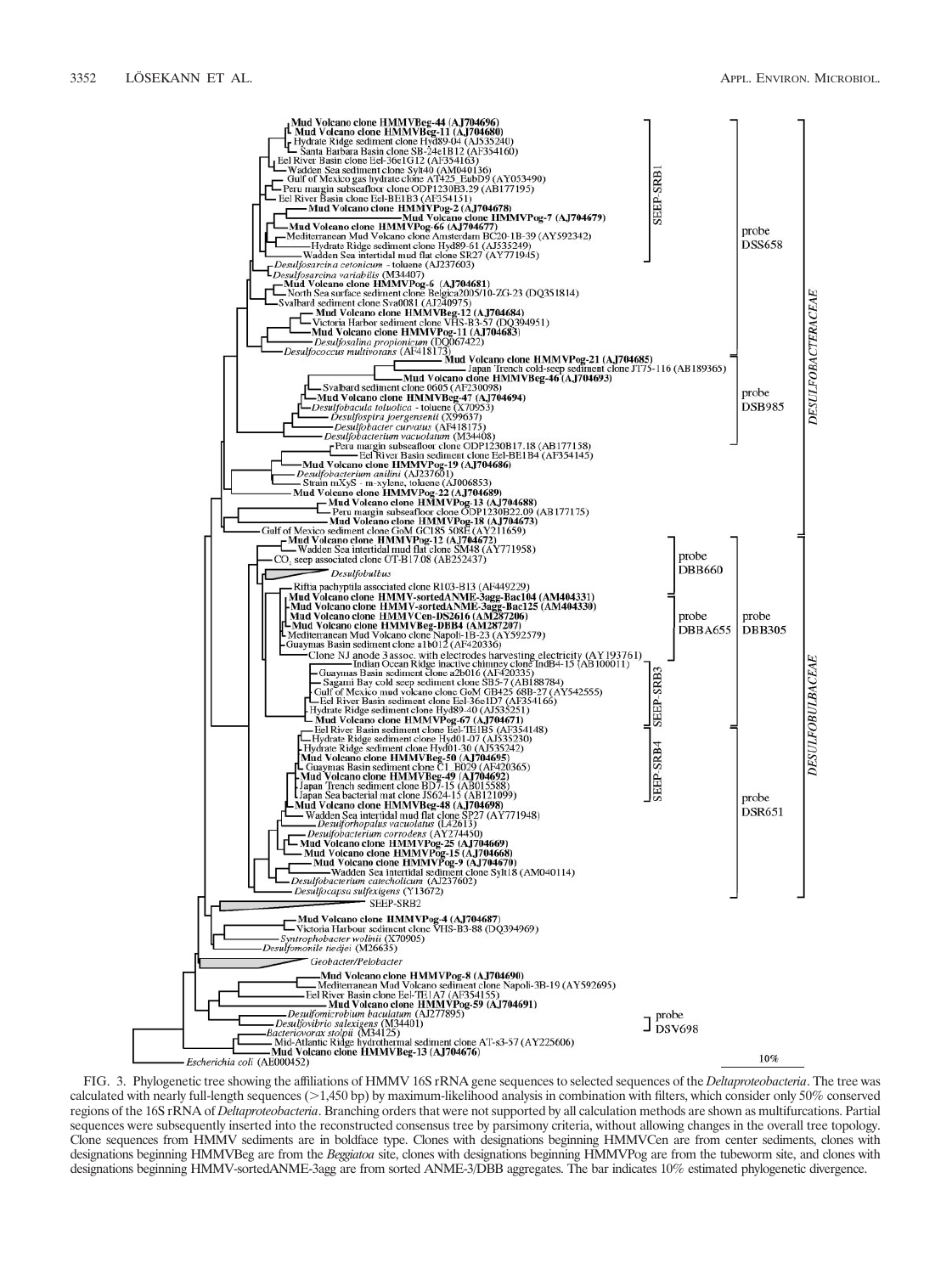FIG. 3. Phylogenetic tree showing the affiliations of HMMV 16S rRNA gene sequences to selected sequences of the *Deltaproteobacteria*. The tree was calculated with nearly full-length sequences (>1,450 bp) by maximum-likelihood analysis in combination with filters, which consider only 50% conserved regions of the 16S rRNA of *Deltaproteobacteria*. Branching orders that were not supported by all calculation methods are shown as multifurcations. Partial sequences were subsequently inserted into the reconstructed consensus tree by parsimony criteria, without allowing changes in the overall tree topology. Clone sequences from HMMV sediments are in boldface type. Clones with designations beginning HMMVCen are from center sediments, clones with designations beginning HMMVBeg are from the *Beggiatoa* site, clones with designations beginning HMMVPog are from the tubeworm site, and clones with designations beginning HMMV-sortedANME-3agg are from sorted ANME-3/DBB aggregates. The bar indicates 10% estimated phylogenetic divergence.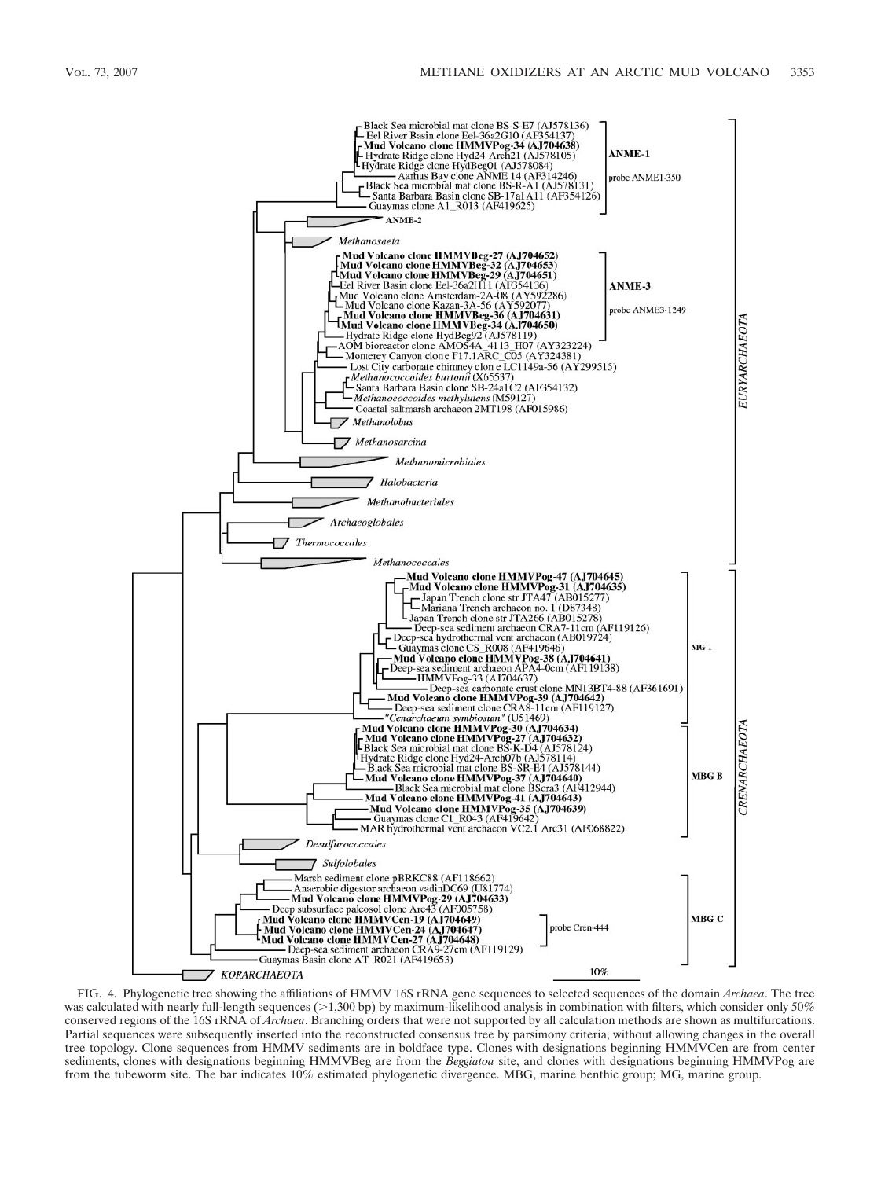FIG. 4. Phylogenetic tree showing the affiliations of HMMV 16S rRNA gene sequences to selected sequences of the domain *Archaea*. The tree was calculated with nearly full-length sequences (>1,300 bp) by maximum-likelihood analysis in combination with filters, which consider only 50% conserved regions of the 16S rRNA of *Archaea*. Branching orders that were not supported by all calculation methods are shown as multifurcations. Partial sequences were subsequently inserted into the reconstructed consensus tree by parsimony criteria, without allowing changes in the overall tree topology. Clone sequences from HMMV sediments are in boldface type. Clones with designations beginning HMMVCen are from center sediments, clones with designations beginning HMMVBeg are from the *Beggiatoa* site, and clones with designations beginning HMMVPog are from the tubeworm site. The bar indicates 10% estimated phylogenetic divergence. MBG, marine benthic group; MG, marine group.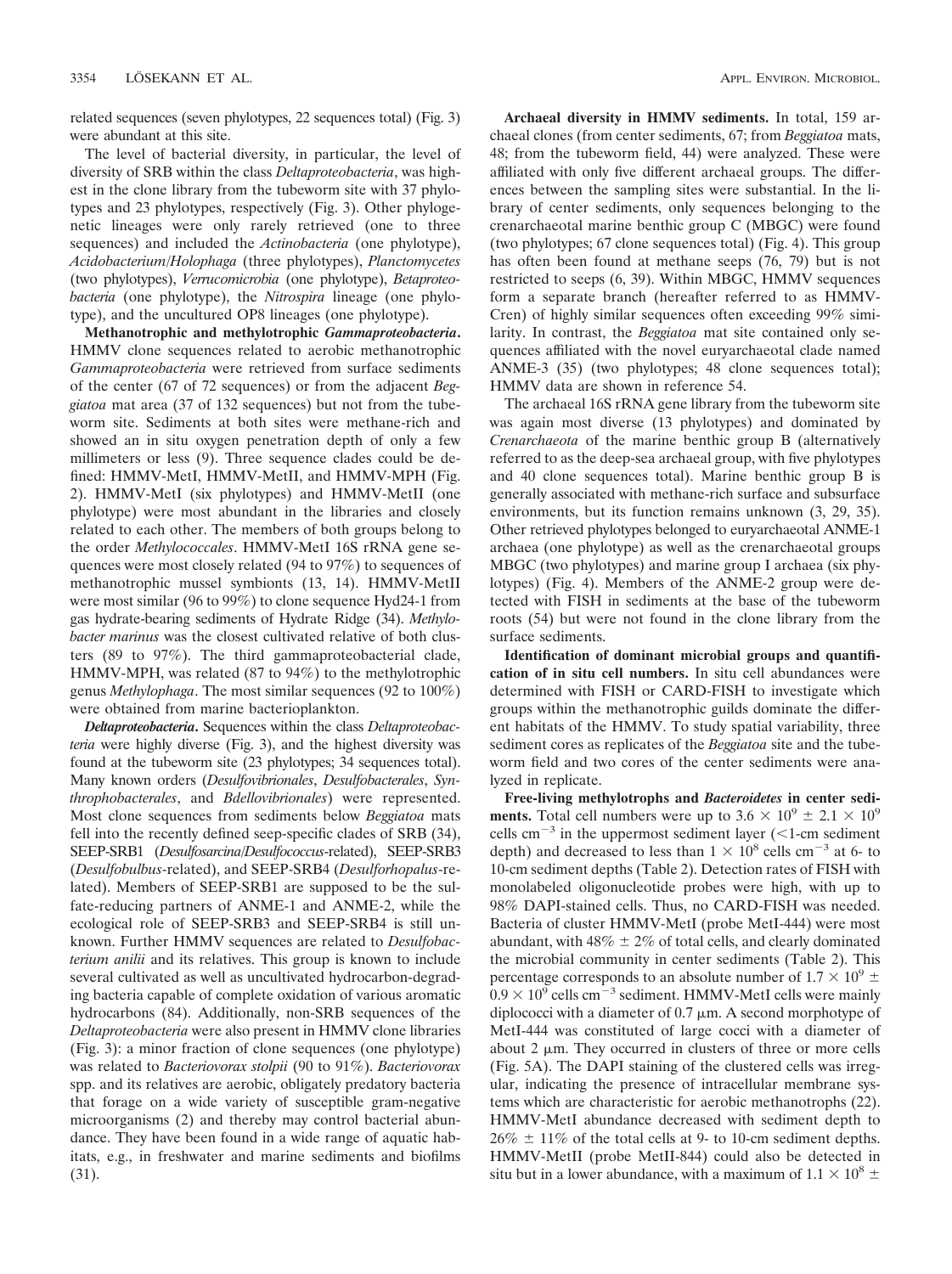related sequences (seven phylotypes, 22 sequences total) (Fig. 3) were abundant at this site.

The level of bacterial diversity, in particular, the level of diversity of SRB within the class *Deltaproteobacteria*, was highest in the clone library from the tubeworm site with 37 phylotypes and 23 phylotypes, respectively (Fig. 3). Other phylogenetic lineages were only rarely retrieved (one to three sequences) and included the *Actinobacteria* (one phylotype), *Acidobacterium*/*Holophaga* (three phylotypes), *Planctomycetes* (two phylotypes), *Verrucomicrobia* (one phylotype), *Betaproteobacteria* (one phylotype), the *Nitrospira* lineage (one phylotype), and the uncultured OP8 lineages (one phylotype).

**Methanotrophic and methylotrophic *Gammaproteobacteria*.** HMMV clone sequences related to aerobic methanotrophic *Gammaproteobacteria* were retrieved from surface sediments of the center (67 of 72 sequences) or from the adjacent *Beggiatoa* mat area (37 of 132 sequences) but not from the tubeworm site. Sediments at both sites were methane-rich and showed an in situ oxygen penetration depth of only a few millimeters or less (9). Three sequence clades could be defined: HMMV-MetI, HMMV-MetII, and HMMV-MPH (Fig. 2). HMMV-MetI (six phylotypes) and HMMV-MetII (one phylotype) were most abundant in the libraries and closely related to each other. The members of both groups belong to the order *Methylococcales*. HMMV-MetI 16S rRNA gene sequences were most closely related (94 to 97%) to sequences of methanotrophic mussel symbionts (13, 14). HMMV-MetII were most similar (96 to 99%) to clone sequence Hyd24-1 from gas hydrate-bearing sediments of Hydrate Ridge (34). *Methylobacter marinus* was the closest cultivated relative of both clusters (89 to 97%). The third gammaproteobacterial clade, HMMV-MPH, was related (87 to 94%) to the methylotrophic genus *Methylophaga*. The most similar sequences (92 to 100%) were obtained from marine bacterioplankton.

***Deltaproteobacteria*.** Sequences within the class *Deltaproteobacteria* were highly diverse (Fig. 3), and the highest diversity was found at the tubeworm site (23 phylotypes; 34 sequences total). Many known orders (*Desulfovibrionales*, *Desulfobacterales*, *Syntrophobacterales*, and *Bdellovibrionales*) were represented. Most clone sequences from sediments below *Beggiatoa* mats fell into the recently defined seep-specific clades of SRB (34), SEEP-SRB1 (*Desulfosarcina*/*Desulfococcus*-related), SEEP-SRB3 (*Desulfobulbus*-related), and SEEP-SRB4 (*Desulforhopalus*-related). Members of SEEP-SRB1 are supposed to be the sulfate-reducing partners of ANME-1 and ANME-2, while the ecological role of SEEP-SRB3 and SEEP-SRB4 is still unknown. Further HMMV sequences are related to *Desulfobacterium anilii* and its relatives. This group is known to include several cultivated as well as uncultivated hydrocarbon-degrading bacteria capable of complete oxidation of various aromatic hydrocarbons (84). Additionally, non-SRB sequences of the *Deltaproteobacteria* were also present in HMMV clone libraries (Fig. 3): a minor fraction of clone sequences (one phylotype) was related to *Bacteriovorax stolpii* (90 to 91%). *Bacteriovorax* spp. and its relatives are aerobic, obligately predatory bacteria that forage on a wide variety of susceptible gram-negative microorganisms (2) and thereby may control bacterial abundance. They have been found in a wide range of aquatic habitats, e.g., in freshwater and marine sediments and biofilms (31).

**Archaeal diversity in HMMV sediments.** In total, 159 archaeal clones (from center sediments, 67; from *Beggiatoa* mats, 48; from the tubeworm field, 44) were analyzed. These were affiliated with only five different archaeal groups. The differences between the sampling sites were substantial. In the library of center sediments, only sequences belonging to the crenarchaeotal marine benthic group C (MBGC) were found (two phylotypes; 67 clone sequences total) (Fig. 4). This group has often been found at methane seeps (76, 79) but is not restricted to seeps (6, 39). Within MBGC, HMMV sequences form a separate branch (hereafter referred to as HMMV-Cren) of highly similar sequences often exceeding 99% similarity. In contrast, the *Beggiatoa* mat site contained only sequences affiliated with the novel euryarchaeotal clade named ANME-3 (35) (two phylotypes; 48 clone sequences total); HMMV data are shown in reference 54.

The archaeal 16S rRNA gene library from the tubeworm site was again most diverse (13 phylotypes) and dominated by *Crenarchaeota* of the marine benthic group B (alternatively referred to as the deep-sea archaeal group, with five phylotypes and 40 clone sequences total). Marine benthic group B is generally associated with methane-rich surface and subsurface environments, but its function remains unknown (3, 29, 35). Other retrieved phylotypes belonged to euryarchaeotal ANME-1 archaea (one phylotype) as well as the crenarchaeotal groups MBGC (two phylotypes) and marine group I archaea (six phylotypes) (Fig. 4). Members of the ANME-2 group were detected with FISH in sediments at the base of the tubeworm roots (54) but were not found in the clone library from the surface sediments.

**Identification of dominant microbial groups and quantification of in situ cell numbers.** In situ cell abundances were determined with FISH or CARD-FISH to investigate which groups within the methanotrophic guilds dominate the different habitats of the HMMV. To study spatial variability, three sediment cores as replicates of the *Beggiatoa* site and the tubeworm field and two cores of the center sediments were analyzed in replicate.

**Free-living methylotrophs and *Bacteroidetes* in center sediments.** Total cell numbers were up to $3.6 \times 10^9 \pm 2.1 \times 10^9$ cells $cm^{-3}$ in the uppermost sediment layer (<1-cm sediment depth) and decreased to less than $1 \times 10^8$ cells $cm^{-3}$ at 6- to 10-cm sediment depths (Table 2). Detection rates of FISH with monolabeled oligonucleotide probes were high, with up to 98% DAPI-stained cells. Thus, no CARD-FISH was needed. Bacteria of cluster HMMV-MetI (probe MetI-444) were most abundant, with 48% ± 2% of total cells, and clearly dominated the microbial community in center sediments (Table 2). This percentage corresponds to an absolute number of $1.7 \times 10^9 \pm 0.9 \times 10^9$ cells $cm^{-3}$ sediment. HMMV-MetI cells were mainly diplococci with a diameter of 0.7 μm. A second morphotype of MetI-444 was constituted of large cocci with a diameter of about 2 μm. They occurred in clusters of three or more cells (Fig. 5A). The DAPI staining of the clustered cells was irregular, indicating the presence of intracellular membrane systems which are characteristic for aerobic methanotrophs (22). HMMV-MetI abundance decreased with sediment depth to 26% ± 11% of the total cells at 9- to 10-cm sediment depths. HMMV-MetII (probe MetII-844) could also be detected in situ but in a lower abundance, with a maximum of $1.1 \times 10^8 \pm$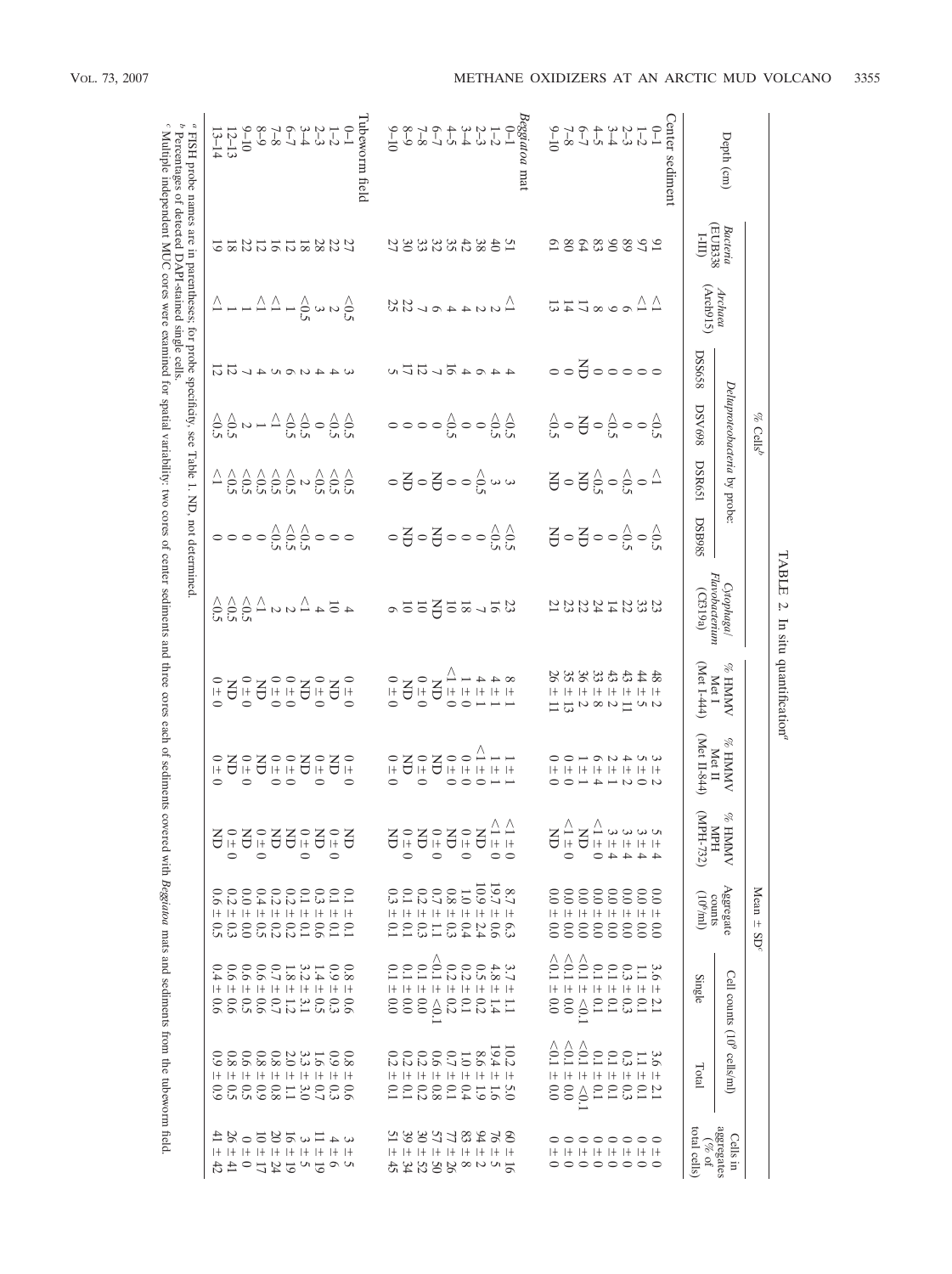TABLE 2. In situ quantification[a]

| Depth (cm) | % Cells[b] | | | | | | | Mean ± SD[c] | | | | | | |
|---|---|---|---|---|---|---|---|---|---|---|---|---|---|---|
| | *Bacteria* (EUB338 I-III) | *Archaea* (Arch915) | *Deltaproteobacteria* by probe: | | | | *Cytophaga*/*Flavobacterium* (CF319a) | % HMMV Met I (Met I-444) | % HMMV Met II (Met II-844) | % HMMV MPH (MPH-732) | Aggregate counts ($10^6$/ml) | Cell counts ($10^9$ cells/ml) | | Cells in aggregates (% of total cells) |
| | | | DSS658 | DSV698 | DSR651 | DSB985 | | | | | | Single | Total | |
| **Center sediment** | | | | | | | | | | | | | | |
| 0–1 | 91 | <1 | 0 | <0.5 | <1 | <0.5 | 23 | 48 ± 2 | 3 ± 2 | 5 ± 4 | 0.0 ± 0.0 | 3.6 ± 2.1 | 3.6 ± 2.1 | 0 ± 0 |
| 1–2 | 97 | <1 | 0 | 0 | 0 | 0 | 33 | 44 ± 5 | 5 ± 0 | 3 ± 4 | 0.0 ± 0.0 | 1.1 ± 0.1 | 1.1 ± 0.1 | 0 ± 0 |
| 2–3 | 89 | 6 | 0 | 0 | <0.5 | <0.5 | 22 | 43 ± 11 | 4 ± 2 | 3 ± 4 | 0.0 ± 0.0 | 0.3 ± 0.3 | 0.3 ± 0.3 | 0 ± 0 |
| 3–4 | 90 | 9 | 0 | <0.5 | 0 | 0 | 14 | 43 ± 2 | 2 ± 1 | 3 ± 4 | 0.0 ± 0.0 | 0.1 ± 0.1 | 0.1 ± 0.1 | 0 ± 0 |
| 4–5 | 83 | 8 | 0 | 0 | <0.5 | 0 | 24 | 33 ± 8 | 6 ± 4 | <1 ± 0 | 0.0 ± 0.0 | 0.1 ± 0.1 | 0.1 ± 0.1 | 0 ± 0 |
| 6–7 | 64 | 17 | ND | ND | ND | ND | 22 | 36 ± 2 | 1 ± 1 | ND | 0.0 ± 0.0 | <0.1 ± <0.1 | <0.1 ± <0.1 | 0 ± 0 |
| 7–8 | 80 | 14 | 0 | 0 | 0 | 0 | 23 | 35 ± 13 | 0 ± 0 | <1 ± 0 | 0.0 ± 0.0 | <0.1 ± 0.0 | <0.1 ± 0.0 | 0 ± 0 |
| 9–10 | 61 | 13 | 0 | <0.5 | ND | ND | 21 | 26 ± 11 | 0 ± 0 | ND | 0.0 ± 0.0 | <0.1 ± 0.0 | <0.1 ± 0.0 | 0 ± 0 |
| ***Beggiatoa* mat** | | | | | | | | | | | | | | |
| 0–1 | 51 | <1 | 4 | <0.5 | 3 | <0.5 | 23 | 8 ± 1 | 1 ± 1 | <1 ± 0 | 8.7 ± 6.3 | 3.7 ± 1.1 | 10.2 ± 5.0 | 60 ± 16 |
| 1–2 | 40 | 2 | 4 | <0.5 | 3 | <0.5 | 16 | 4 ± 1 | 1 ± 1 | <1 ± 0 | 19.7 ± 0.6 | 4.8 ± 1.4 | 19.4 ± 1.6 | 76 ± 5 |
| 2–3 | 38 | 2 | 6 | 0 | <0.5 | 0 | 7 | 4 ± 1 | <1 ± 0 | ND | 10.9 ± 2.4 | 0.5 ± 0.2 | 8.6 ± 1.9 | 94 ± 2 |
| 3–4 | 42 | 4 | 4 | 0 | 0 | 0 | 18 | 1 ± 0 | 0 ± 0 | 0 ± 0 | 1.0 ± 0.4 | 0.2 ± 0.1 | 1.0 ± 0.4 | 83 ± 8 |
| 4–5 | 35 | 4 | 16 | <0.5 | 0 | 0 | 10 | <1 ± 0 | 0 ± 0 | 0 ± 0 | 0.8 ± 0.3 | 0.2 ± 0.2 | 0.7 ± 0.1 | 77 ± 26 |
| 6–7 | 32 | 6 | 7 | 0 | ND | ND | ND | ND | ND | ND | 0.7 ± 1.1 | <0.1 ± <0.1 | 0.6 ± 0.8 | 57 ± 50 |
| 7–8 | 33 | 7 | 12 | 0 | 0 | 0 | 10 | 0 ± 0 | 0 ± 0 | 0 ± 0 | 0.2 ± 0.3 | 0.1 ± 0.0 | 0.2 ± 0.2 | 30 ± 52 |
| 8–9 | 30 | 22 | 17 | 0 | ND | ND | 10 | ND | ND | ND | 0.1 ± 0.1 | 0.1 ± 0.0 | 0.2 ± 0.1 | 39 ± 34 |
| 9–10 | 27 | 25 | 5 | 0 | 0 | 0 | 6 | 0 ± 0 | 0 ± 0 | ND | 0.3 ± 0.1 | 0.1 ± 0.0 | 0.2 ± 0.1 | 51 ± 45 |
| **Tubeworm field** | | | | | | | | | | | | | | |
| 0–1 | 27 | <0.5 | 3 | <0.5 | <0.5 | 0 | 4 | 0 ± 0 | 0 ± 0 | ND | 0.1 ± 0.1 | 0.8 ± 0.6 | 0.8 ± 0.6 | 3 ± 5 |
| 1–2 | 22 | 2 | 4 | <0.5 | <0.5 | 0 | 10 | ND | ND | 0 ± 0 | 0.1 ± 0.1 | 0.9 ± 0.3 | 0.9 ± 0.3 | 4 ± 6 |
| 2–3 | 28 | 3 | 4 | 0 | <0.5 | 0 | 4 | 0 ± 0 | 0 ± 0 | ND | 0.3 ± 0.6 | 1.4 ± 0.5 | 1.6 ± 0.7 | 11 ± 19 |
| 3–4 | 18 | <0.5 | 2 | <0.5 | 2 | <0.5 | <1 | ND | ND | 0 ± 0 | 0.1 ± 0.1 | 3.2 ± 3.1 | 3.3 ± 3.0 | 3 ± 5 |
| 6–7 | 12 | 1 | 6 | <0.5 | <0.5 | <0.5 | 2 | 0 ± 0 | 0 ± 0 | ND | 0.2 ± 0.2 | 1.8 ± 1.2 | 2.0 ± 1.1 | 16 ± 19 |
| 7–8 | 16 | <1 | 5 | <1 | <0.5 | <0.5 | 2 | 0 ± 0 | 0 ± 0 | ND | 0.2 ± 0.2 | 0.7 ± 0.7 | 0.8 ± 0.8 | 20 ± 24 |
| 8–9 | 12 | <1 | 4 | 1 | <0.5 | 0 | <1 | ND | ND | 0 ± 0 | 0.4 ± 0.5 | 0.6 ± 0.6 | 0.8 ± 0.9 | 10 ± 17 |
| 9–10 | 22 | 1 | 7 | 2 | <0.5 | 0 | <0.5 | 0 ± 0 | 0 ± 0 | ND | 0.0 ± 0.0 | 0.6 ± 0.5 | 0.6 ± 0.5 | 0 ± 0 |
| 12–13 | 18 | 1 | 12 | <0.5 | <0.5 | 0 | <0.5 | ND | ND | 0 ± 0 | 0.2 ± 0.3 | 0.6 ± 0.6 | 0.8 ± 0.5 | 26 ± 41 |
| 13–14 | 19 | <1 | 12 | <0.5 | <1 | 0 | <0.5 | 0 ± 0 | 0 ± 0 | ND | 0.6 ± 0.5 | 0.4 ± 0.6 | 0.9 ± 0.9 | 41 ± 42 |

[a] FISH probe names are in parentheses; for probe specificity, see Table 1. ND, not determined.

[b] Percentages of detected DAPI-stained single cells.

[c] Multiple independent MUC cores were examined for spatial variability: two cores of center sediments and three cores each of sediments covered with *Beggiatoa* mats and sediments from the tubeworm field.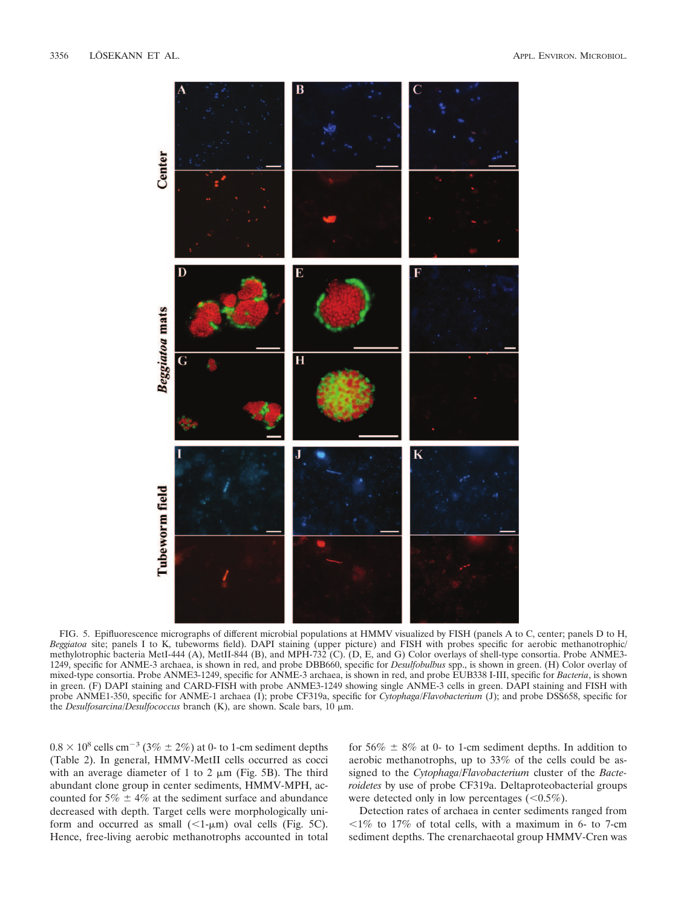FIG. 5. Epifluorescence micrographs of different microbial populations at HMMV visualized by FISH (panels A to C, center; panels D to H, *Beggiatoa* site; panels I to K, tubeworms field). DAPI staining (upper picture) and FISH with probes specific for aerobic methanotrophic/methylotrophic bacteria MetI-444 (A), MetII-844 (B), and MPH-732 (C). (D, E, and G) Color overlays of shell-type consortia. Probe ANME3-1249, specific for ANME-3 archaea, is shown in red, and probe DBB660, specific for *Desulfobulbus* spp., is shown in green. (H) Color overlay of mixed-type consortia. Probe ANME3-1249, specific for ANME-3 archaea, is shown in red, and probe EUB338 I-III, specific for *Bacteria*, is shown in green. (F) DAPI staining and CARD-FISH with probe ANME3-1249 showing single ANME-3 cells in green. DAPI staining and FISH with probe ANME1-350, specific for ANME-1 archaea (I); probe CF319a, specific for *Cytophaga/Flavobacterium* (J); and probe DSS658, specific for the *Desulfosarcina/Desulfococcus* branch (K), are shown. Scale bars, 10 μm.

$0.8 \times 10^8$ cells $cm^{-3}$ (3% ± 2%) at 0- to 1-cm sediment depths (Table 2). In general, HMMV-MetII cells occurred as cocci with an average diameter of 1 to 2 μm (Fig. 5B). The third abundant clone group in center sediments, HMMV-MPH, accounted for 5% ± 4% at the sediment surface and abundance decreased with depth. Target cells were morphologically uniform and occurred as small (<1-μm) oval cells (Fig. 5C). Hence, free-living aerobic methanotrophs accounted in total for 56% ± 8% at 0- to 1-cm sediment depths. In addition to aerobic methanotrophs, up to 33% of the cells could be assigned to the *Cytophaga/Flavobacterium* cluster of the *Bacteroidetes* by use of probe CF319a. Deltaproteobacterial groups were detected only in low percentages (<0.5%).

Detection rates of archaea in center sediments ranged from <1% to 17% of total cells, with a maximum in 6- to 7-cm sediment depths. The crenarchaeotal group HMMV-Cren was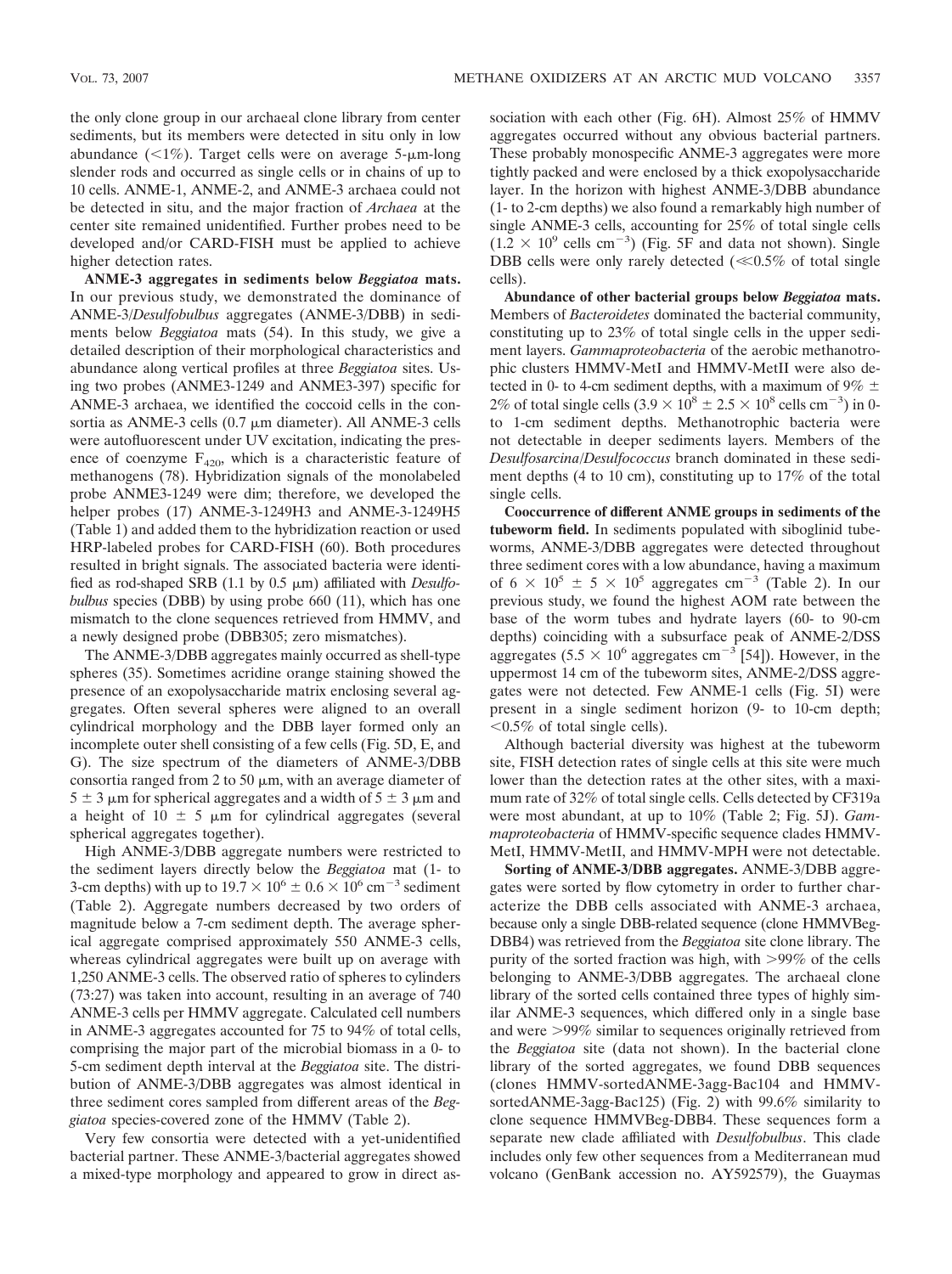the only clone group in our archaeal clone library from center sediments, but its members were detected in situ only in low abundance (<1%). Target cells were on average 5-μm-long slender rods and occurred as single cells or in chains of up to 10 cells. ANME-1, ANME-2, and ANME-3 archaea could not be detected in situ, and the major fraction of *Archaea* at the center site remained unidentified. Further probes need to be developed and/or CARD-FISH must be applied to achieve higher detection rates.

**ANME-3 aggregates in sediments below *Beggiatoa* mats.** In our previous study, we demonstrated the dominance of ANME-3/*Desulfobulbus* aggregates (ANME-3/DBB) in sediments below *Beggiatoa* mats (54). In this study, we give a detailed description of their morphological characteristics and abundance along vertical profiles at three *Beggiatoa* sites. Using two probes (ANME3-1249 and ANME3-397) specific for ANME-3 archaea, we identified the coccoid cells in the consortia as ANME-3 cells (0.7 μm diameter). All ANME-3 cells were autofluorescent under UV excitation, indicating the presence of coenzyme $F_{420}$, which is a characteristic feature of methanogens (78). Hybridization signals of the monolabeled probe ANME3-1249 were dim; therefore, we developed the helper probes (17) ANME-3-1249H3 and ANME-3-1249H5 (Table 1) and added them to the hybridization reaction or used HRP-labeled probes for CARD-FISH (60). Both procedures resulted in bright signals. The associated bacteria were identified as rod-shaped SRB (1.1 by 0.5 μm) affiliated with *Desulfobulbus* species (DBB) by using probe 660 (11), which has one mismatch to the clone sequences retrieved from HMMV, and a newly designed probe (DBB305; zero mismatches).

The ANME-3/DBB aggregates mainly occurred as shell-type spheres (35). Sometimes acridine orange staining showed the presence of an exopolysaccharide matrix enclosing several aggregates. Often several spheres were aligned to an overall cylindrical morphology and the DBB layer formed only an incomplete outer shell consisting of a few cells (Fig. 5D, E, and G). The size spectrum of the diameters of ANME-3/DBB consortia ranged from 2 to 50 μm, with an average diameter of 5 ± 3 μm for spherical aggregates and a width of 5 ± 3 μm and a height of 10 ± 5 μm for cylindrical aggregates (several spherical aggregates together).

High ANME-3/DBB aggregate numbers were restricted to the sediment layers directly below the *Beggiatoa* mat (1- to 3-cm depths) with up to $19.7 \times 10^6 \pm 0.6 \times 10^6$ cm$^{-3}$ sediment (Table 2). Aggregate numbers decreased by two orders of magnitude below a 7-cm sediment depth. The average spherical aggregate comprised approximately 550 ANME-3 cells, whereas cylindrical aggregates were built up on average with 1,250 ANME-3 cells. The observed ratio of spheres to cylinders (73:27) was taken into account, resulting in an average of 740 ANME-3 cells per HMMV aggregate. Calculated cell numbers in ANME-3 aggregates accounted for 75 to 94% of total cells, comprising the major part of the microbial biomass in a 0- to 5-cm sediment depth interval at the *Beggiatoa* site. The distribution of ANME-3/DBB aggregates was almost identical in three sediment cores sampled from different areas of the *Beggiatoa* species-covered zone of the HMMV (Table 2).

Very few consortia were detected with a yet-unidentified bacterial partner. These ANME-3/bacterial aggregates showed a mixed-type morphology and appeared to grow in direct association with each other (Fig. 6H). Almost 25% of HMMV aggregates occurred without any obvious bacterial partners. These probably monospecific ANME-3 aggregates were more tightly packed and were enclosed by a thick exopolysaccharide layer. In the horizon with highest ANME-3/DBB abundance (1- to 2-cm depths) we also found a remarkably high number of single ANME-3 cells, accounting for 25% of total single cells ($1.2 \times 10^9$ cells cm$^{-3}$) (Fig. 5F and data not shown). Single DBB cells were only rarely detected (≪0.5% of total single cells).

**Abundance of other bacterial groups below *Beggiatoa* mats.** Members of *Bacteroidetes* dominated the bacterial community, constituting up to 23% of total single cells in the upper sediment layers. *Gammaproteobacteria* of the aerobic methanotrophic clusters HMMV-MetI and HMMV-MetII were also detected in 0- to 4-cm sediment depths, with a maximum of 9% ± 2% of total single cells ($3.9 \times 10^8 \pm 2.5 \times 10^8$ cells cm$^{-3}$) in 0- to 1-cm sediment depths. Methanotrophic bacteria were not detectable in deeper sediments layers. Members of the *Desulfosarcina*/*Desulfococcus* branch dominated in these sediment depths (4 to 10 cm), constituting up to 17% of the total single cells.

**Cooccurrence of different ANME groups in sediments of the tubeworm field.** In sediments populated with siboglinid tubeworms, ANME-3/DBB aggregates were detected throughout three sediment cores with a low abundance, having a maximum of $6 \times 10^5 \pm 5 \times 10^5$ aggregates cm$^{-3}$ (Table 2). In our previous study, we found the highest AOM rate between the base of the worm tubes and hydrate layers (60- to 90-cm depths) coinciding with a subsurface peak of ANME-2/DSS aggregates ($5.5 \times 10^6$ aggregates cm$^{-3}$ [54]). However, in the uppermost 14 cm of the tubeworm sites, ANME-2/DSS aggregates were not detected. Few ANME-1 cells (Fig. 5I) were present in a single sediment horizon (9- to 10-cm depth; <0.5% of total single cells).

Although bacterial diversity was highest at the tubeworm site, FISH detection rates of single cells at this site were much lower than the detection rates at the other sites, with a maximum rate of 32% of total single cells. Cells detected by CF319a were most abundant, at up to 10% (Table 2; Fig. 5J). *Gammaproteobacteria* of HMMV-specific sequence clades HMMV-MetI, HMMV-MetII, and HMMV-MPH were not detectable.

**Sorting of ANME-3/DBB aggregates.** ANME-3/DBB aggregates were sorted by flow cytometry in order to further characterize the DBB cells associated with ANME-3 archaea, because only a single DBB-related sequence (clone HMMVBeg-DBB4) was retrieved from the *Beggiatoa* site clone library. The purity of the sorted fraction was high, with >99% of the cells belonging to ANME-3/DBB aggregates. The archaeal clone library of the sorted cells contained three types of highly similar ANME-3 sequences, which differed only in a single base and were >99% similar to sequences originally retrieved from the *Beggiatoa* site (data not shown). In the bacterial clone library of the sorted aggregates, we found DBB sequences (clones HMMV-sortedANME-3agg-Bac104 and HMMV-sortedANME-3agg-Bac125) (Fig. 2) with 99.6% similarity to clone sequence HMMVBeg-DBB4. These sequences form a separate new clade affiliated with *Desulfobulbus*. This clade includes only few other sequences from a Mediterranean mud volcano (GenBank accession no. AY592579), the Guaymas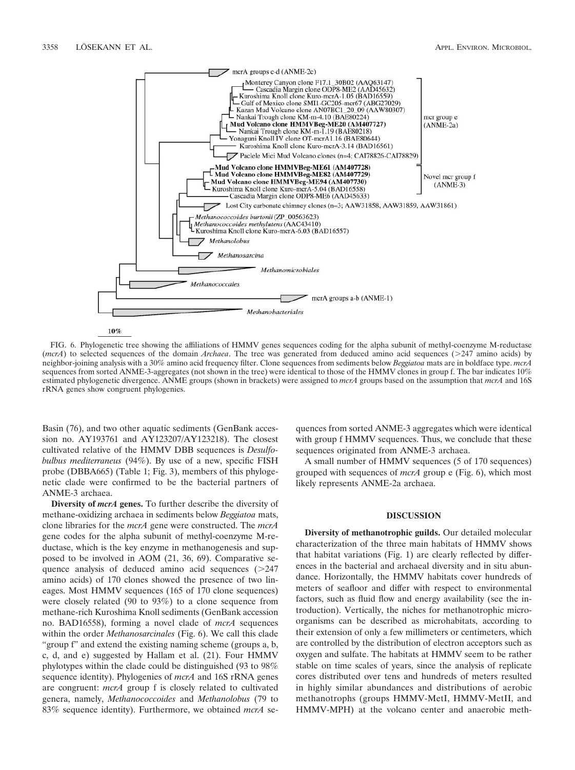FIG. 6. Phylogenetic tree showing the affiliations of HMMV genes sequences coding for the alpha subunit of methyl-coenzyme M-reductase (*mcrA*) to selected sequences of the domain *Archaea*. The tree was generated from deduced amino acid sequences (>247 amino acids) by neighbor-joining analysis with a 30% amino acid frequency filter. Clone sequences from sediments below *Beggiatoa* mats are in boldface type. *mcrA* sequences from sorted ANME-3-aggregates (not shown in the tree) were identical to those of the HMMV clones in group f. The bar indicates 10% estimated phylogenetic divergence. ANME groups (shown in brackets) were assigned to *mcrA* groups based on the assumption that *mcrA* and 16S rRNA genes show congruent phylogenies.

Basin (76), and two other aquatic sediments (GenBank accession no. AY193761 and AY123207/AY123218). The closest cultivated relative of the HMMV DBB sequences is *Desulfobulbus mediterraneus* (94%). By use of a new, specific FISH probe (DBBA665) (Table 1; Fig. 3), members of this phylogenetic clade were confirmed to be the bacterial partners of ANME-3 archaea.

**Diversity of *mcrA* genes.** To further describe the diversity of methane-oxidizing archaea in sediments below *Beggiatoa* mats, clone libraries for the *mcrA* gene were constructed. The *mcrA* gene codes for the alpha subunit of methyl-coenzyme M-reductase, which is the key enzyme in methanogenesis and supposed to be involved in AOM (21, 36, 69). Comparative sequence analysis of deduced amino acid sequences (>247 amino acids) of 170 clones showed the presence of two lineages. Most HMMV sequences (165 of 170 clone sequences) were closely related (90 to 93%) to a clone sequence from methane-rich Kuroshima Knoll sediments (GenBank accession no. BAD16558), forming a novel clade of *mcrA* sequences within the order *Methanosarcinales* (Fig. 6). We call this clade "group f" and extend the existing naming scheme (groups a, b, c, d, and e) suggested by Hallam et al. (21). Four HMMV phylotypes within the clade could be distinguished (93 to 98% sequence identity). Phylogenies of *mcrA* and 16S rRNA genes are congruent: *mcrA* group f is closely related to cultivated genera, namely, *Methanococcoides* and *Methanolobus* (79 to 83% sequence identity). Furthermore, we obtained *mcrA* sequences from sorted ANME-3 aggregates which were identical with group f HMMV sequences. Thus, we conclude that these sequences originated from ANME-3 archaea.

A small number of HMMV sequences (5 of 170 sequences) grouped with sequences of *mcrA* group e (Fig. 6), which most likely represents ANME-2a archaea.

## DISCUSSION

**Diversity of methanotrophic guilds.** Our detailed molecular characterization of the three main habitats of HMMV shows that habitat variations (Fig. 1) are clearly reflected by differences in the bacterial and archaeal diversity and in situ abundance. Horizontally, the HMMV habitats cover hundreds of meters of seafloor and differ with respect to environmental factors, such as fluid flow and energy availability (see the introduction). Vertically, the niches for methanotrophic microorganisms can be described as microhabitats, according to their extension of only a few millimeters or centimeters, which are controlled by the distribution of electron acceptors such as oxygen and sulfate. The habitats at HMMV seem to be rather stable on time scales of years, since the analysis of replicate cores distributed over tens and hundreds of meters resulted in highly similar abundances and distributions of aerobic methanotrophs (groups HMMV-MetI, HMMV-MetII, and HMMV-MPH) at the volcano center and anaerobic meth-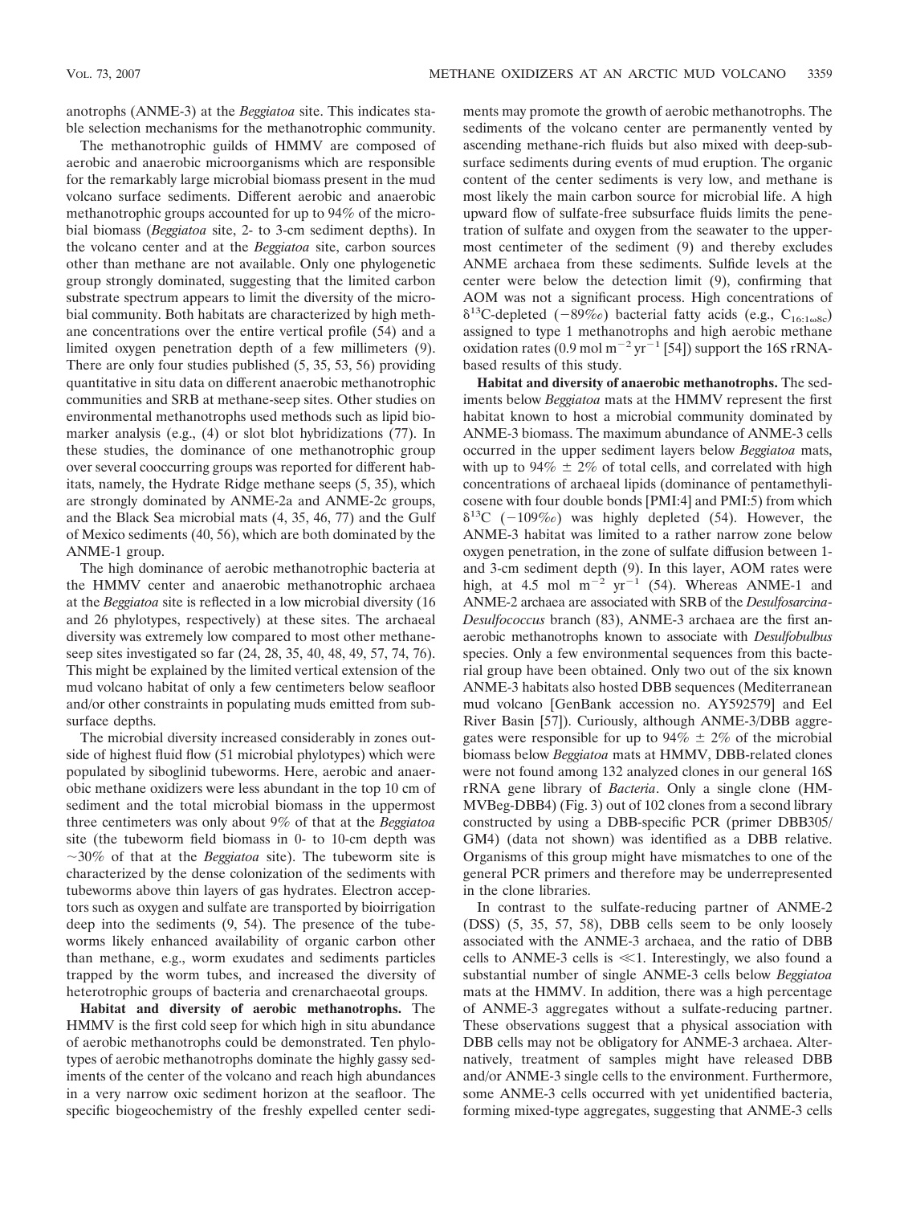anotrophs (ANME-3) at the *Beggiatoa* site. This indicates stable selection mechanisms for the methanotrophic community.

The methanotrophic guilds of HMMV are composed of aerobic and anaerobic microorganisms which are responsible for the remarkably large microbial biomass present in the mud volcano surface sediments. Different aerobic and anaerobic methanotrophic groups accounted for up to 94% of the microbial biomass (*Beggiatoa* site, 2- to 3-cm sediment depths). In the volcano center and at the *Beggiatoa* site, carbon sources other than methane are not available. Only one phylogenetic group strongly dominated, suggesting that the limited carbon substrate spectrum appears to limit the diversity of the microbial community. Both habitats are characterized by high methane concentrations over the entire vertical profile (54) and a limited oxygen penetration depth of a few millimeters (9). There are only four studies published (5, 35, 53, 56) providing quantitative in situ data on different anaerobic methanotrophic communities and SRB at methane-seep sites. Other studies on environmental methanotrophs used methods such as lipid biomarker analysis (e.g., (4) or slot blot hybridizations (77). In these studies, the dominance of one methanotrophic group over several cooccurring groups was reported for different habitats, namely, the Hydrate Ridge methane seeps (5, 35), which are strongly dominated by ANME-2a and ANME-2c groups, and the Black Sea microbial mats (4, 35, 46, 77) and the Gulf of Mexico sediments (40, 56), which are both dominated by the ANME-1 group.

The high dominance of aerobic methanotrophic bacteria at the HMMV center and anaerobic methanotrophic archaea at the *Beggiatoa* site is reflected in a low microbial diversity (16 and 26 phylotypes, respectively) at these sites. The archaeal diversity was extremely low compared to most other methane-seep sites investigated so far (24, 28, 35, 40, 48, 49, 57, 74, 76). This might be explained by the limited vertical extension of the mud volcano habitat of only a few centimeters below seafloor and/or other constraints in populating muds emitted from subsurface depths.

The microbial diversity increased considerably in zones outside of highest fluid flow (51 microbial phylotypes) which were populated by siboglinid tubeworms. Here, aerobic and anaerobic methane oxidizers were less abundant in the top 10 cm of sediment and the total microbial biomass in the uppermost three centimeters was only about 9% of that at the *Beggiatoa* site (the tubeworm field biomass in 0- to 10-cm depth was ~30% of that at the *Beggiatoa* site). The tubeworm site is characterized by the dense colonization of the sediments with tubeworms above thin layers of gas hydrates. Electron acceptors such as oxygen and sulfate are transported by bioirrigation deep into the sediments (9, 54). The presence of the tubeworms likely enhanced availability of organic carbon other than methane, e.g., worm exudates and sediments particles trapped by the worm tubes, and increased the diversity of heterotrophic groups of bacteria and crenarchaeotal groups.

**Habitat and diversity of aerobic methanotrophs.** The HMMV is the first cold seep for which high in situ abundance of aerobic methanotrophs could be demonstrated. Ten phylotypes of aerobic methanotrophs dominate the highly gassy sediments of the center of the volcano and reach high abundances in a very narrow oxic sediment horizon at the seafloor. The specific biogeochemistry of the freshly expelled center sediments may promote the growth of aerobic methanotrophs. The sediments of the volcano center are permanently vented by ascending methane-rich fluids but also mixed with deep-subsurface sediments during events of mud eruption. The organic content of the center sediments is very low, and methane is most likely the main carbon source for microbial life. A high upward flow of sulfate-free subsurface fluids limits the penetration of sulfate and oxygen from the seawater to the uppermost centimeter of the sediment (9) and thereby excludes ANME archaea from these sediments. Sulfide levels at the center were below the detection limit (9), confirming that AOM was not a significant process. High concentrations of $\delta^{13}C$-depleted (−89‰) bacterial fatty acids (e.g., $C_{16:1\omega8c}$) assigned to type 1 methanotrophs and high aerobic methane oxidation rates (0.9 mol $m^{-2}$ $yr^{-1}$ [54]) support the 16S rRNA-based results of this study.

**Habitat and diversity of anaerobic methanotrophs.** The sediments below *Beggiatoa* mats at the HMMV represent the first habitat known to host a microbial community dominated by ANME-3 biomass. The maximum abundance of ANME-3 cells occurred in the upper sediment layers below *Beggiatoa* mats, with up to 94% ± 2% of total cells, and correlated with high concentrations of archaeal lipids (dominance of pentamethylicosene with four double bonds [PMI:4] and PMI:5) from which $\delta^{13}C$ (−109‰) was highly depleted (54). However, the ANME-3 habitat was limited to a rather narrow zone below oxygen penetration, in the zone of sulfate diffusion between 1- and 3-cm sediment depth (9). In this layer, AOM rates were high, at 4.5 mol $m^{-2}$ $yr^{-1}$ (54). Whereas ANME-1 and ANME-2 archaea are associated with SRB of the *Desulfosarcina-Desulfococcus* branch (83), ANME-3 archaea are the first anaerobic methanotrophs known to associate with *Desulfobulbus* species. Only a few environmental sequences from this bacterial group have been obtained. Only two out of the six known ANME-3 habitats also hosted DBB sequences (Mediterranean mud volcano [GenBank accession no. AY592579] and Eel River Basin [57]). Curiously, although ANME-3/DBB aggregates were responsible for up to 94% ± 2% of the microbial biomass below *Beggiatoa* mats at HMMV, DBB-related clones were not found among 132 analyzed clones in our general 16S rRNA gene library of *Bacteria*. Only a single clone (HMMVBeg-DBB4) (Fig. 3) out of 102 clones from a second library constructed by using a DBB-specific PCR (primer DBB305/GM4) (data not shown) was identified as a DBB relative. Organisms of this group might have mismatches to one of the general PCR primers and therefore may be underrepresented in the clone libraries.

In contrast to the sulfate-reducing partner of ANME-2 (DSS) (5, 35, 57, 58), DBB cells seem to be only loosely associated with the ANME-3 archaea, and the ratio of DBB cells to ANME-3 cells is ≪1. Interestingly, we also found a substantial number of single ANME-3 cells below *Beggiatoa* mats at the HMMV. In addition, there was a high percentage of ANME-3 aggregates without a sulfate-reducing partner. These observations suggest that a physical association with DBB cells may not be obligatory for ANME-3 archaea. Alternatively, treatment of samples might have released DBB and/or ANME-3 single cells to the environment. Furthermore, some ANME-3 cells occurred with yet unidentified bacteria, forming mixed-type aggregates, suggesting that ANME-3 cells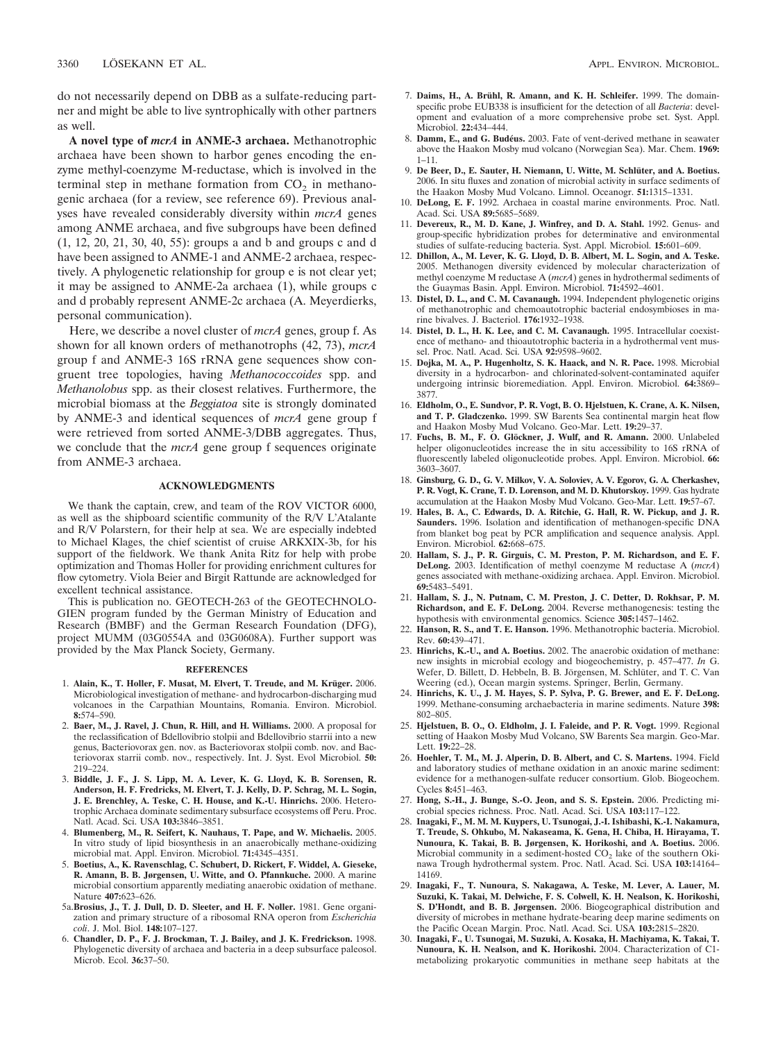do not necessarily depend on DBB as a sulfate-reducing partner and might be able to live syntrophically with other partners as well.

**A novel type of *mcrA* in ANME-3 archaea.** Methanotrophic archaea have been shown to harbor genes encoding the enzyme methyl-coenzyme M-reductase, which is involved in the terminal step in methane formation from $CO_2$ in methanogenic archaea (for a review, see reference 69). Previous analyses have revealed considerably diversity within *mcrA* genes among ANME archaea, and five subgroups have been defined (1, 12, 20, 21, 30, 40, 55): groups a and b and groups c and d have been assigned to ANME-1 and ANME-2 archaea, respectively. A phylogenetic relationship for group e is not clear yet; it may be assigned to ANME-2a archaea (1), while groups c and d probably represent ANME-2c archaea (A. Meyerdierks, personal communication).

Here, we describe a novel cluster of *mcrA* genes, group f. As shown for all known orders of methanotrophs (42, 73), *mcrA* group f and ANME-3 16S rRNA gene sequences show congruent tree topologies, having *Methanococcoides* spp. and *Methanolobus* spp. as their closest relatives. Furthermore, the microbial biomass at the *Beggiatoa* site is strongly dominated by ANME-3 and identical sequences of *mcrA* gene group f were retrieved from sorted ANME-3/DBB aggregates. Thus, we conclude that the *mcrA* gene group f sequences originate from ANME-3 archaea.

## ACKNOWLEDGMENTS

We thank the captain, crew, and team of the ROV VICTOR 6000, as well as the shipboard scientific community of the R/V L'Atalante and R/V Polarstern, for their help at sea. We are especially indebted to Michael Klages, the chief scientist of cruise ARKXIX-3b, for his support of the fieldwork. We thank Anita Ritz for help with probe optimization and Thomas Holler for providing enrichment cultures for flow cytometry. Viola Beier and Birgit Rattunde are acknowledged for excellent technical assistance.

This is publication no. GEOTECH-263 of the GEOTECHNOLOGIEN program funded by the German Ministry of Education and Research (BMBF) and the German Research Foundation (DFG), project MUMM (03G0554A and 03G0608A). Further support was provided by the Max Planck Society, Germany.

## REFERENCES

1. **Alain, K., T. Holler, F. Musat, M. Elvert, T. Treude, and M. Krüger.** 2006. Microbiological investigation of methane- and hydrocarbon-discharging mud volcanoes in the Carpathian Mountains, Romania. Environ. Microbiol. **8:**574–590.
2. **Baer, M., J. Ravel, J. Chun, R. Hill, and H. Williams.** 2000. A proposal for the reclassification of Bdellovibrio stolpii and Bdellovibrio starrii into a new genus, Bacteriovorax gen. nov. as Bacteriovorax stolpii comb. nov. and Bacteriovorax starrii comb. nov., respectively. Int. J. Syst. Evol Microbiol. **50:** 219–224.
3. **Biddle, J. F., J. S. Lipp, M. A. Lever, K. G. Lloyd, K. B. Sorensen, R. Anderson, H. F. Fredricks, M. Elvert, T. J. Kelly, D. P. Schrag, M. L. Sogin, J. E. Brenchley, A. Teske, C. H. House, and K.-U. Hinrichs.** 2006. Heterotrophic Archaea dominate sedimentary subsurface ecosystems off Peru. Proc. Natl. Acad. Sci. USA **103:**3846–3851.
4. **Blumenberg, M., R. Seifert, K. Nauhaus, T. Pape, and W. Michaelis.** 2005. In vitro study of lipid biosynthesis in an anaerobically methane-oxidizing microbial mat. Appl. Environ. Microbiol. **71:**4345–4351.
5. **Boetius, A., K. Ravenschlag, C. Schubert, D. Rickert, F. Widdel, A. Gieseke, R. Amann, B. B. Jørgensen, U. Witte, and O. Pfannkuche.** 2000. A marine microbial consortium apparently mediating anaerobic oxidation of methane. Nature **407:**623–626.

5a. **Brosius, J., T. J. Dull, D. D. Sleeter, and H. F. Noller.** 1981. Gene organization and primary structure of a ribosomal RNA operon from *Escherichia coli*. J. Mol. Biol. **148:**107–127.

6. **Chandler, D. P., F. J. Brockman, T. J. Bailey, and J. K. Fredrickson.** 1998. Phylogenetic diversity of archaea and bacteria in a deep subsurface paleosol. Microb. Ecol. **36:**37–50.
7. **Daims, H., A. Brühl, R. Amann, and K. H. Schleifer.** 1999. The domain-specific probe EUB338 is insufficient for the detection of all *Bacteria*: development and evaluation of a more comprehensive probe set. Syst. Appl. Microbiol. **22:**434–444.
8. **Damm, E., and G. Budéus.** 2003. Fate of vent-derived methane in seawater above the Haakon Mosby mud volcano (Norwegian Sea). Mar. Chem. **1969:** 1–11.
9. **De Beer, D., E. Sauter, H. Niemann, U. Witte, M. Schlüter, and A. Boetius.** 2006. In situ fluxes and zonation of microbial activity in surface sediments of the Haakon Mosby Mud Volcano. Limnol. Oceanogr. **51:**1315–1331.
10. **DeLong, E. F.** 1992. Archaea in coastal marine environments. Proc. Natl. Acad. Sci. USA **89:**5685–5689.
11. **Devereux, R., M. D. Kane, J. Winfrey, and D. A. Stahl.** 1992. Genus- and group-specific hybridization probes for determinative and environmental studies of sulfate-reducing bacteria. Syst. Appl. Microbiol. **15:**601–609.
12. **Dhillon, A., M. Lever, K. G. Lloyd, D. B. Albert, M. L. Sogin, and A. Teske.** 2005. Methanogen diversity evidenced by molecular characterization of methyl coenzyme M reductase A (*mcrA*) genes in hydrothermal sediments of the Guaymas Basin. Appl. Environ. Microbiol. **71:**4592–4601.
13. **Distel, D. L., and C. M. Cavanaugh.** 1994. Independent phylogenetic origins of methanotrophic and chemoautotrophic bacterial endosymbioses in marine bivalves. J. Bacteriol. **176:**1932–1938.
14. **Distel, D. L., H. K. Lee, and C. M. Cavanaugh.** 1995. Intracellular coexistence of methano- and thioautotrophic bacteria in a hydrothermal vent mussel. Proc. Natl. Acad. Sci. USA **92:**9598–9602.
15. **Dojka, M. A., P. Hugenholtz, S. K. Haack, and N. R. Pace.** 1998. Microbial diversity in a hydrocarbon- and chlorinated-solvent-contaminated aquifer undergoing intrinsic bioremediation. Appl. Environ. Microbiol. **64:**3869–3877.
16. **Eldholm, O., E. Sundvor, P. R. Vogt, B. O. Hjelstuen, K. Crane, A. K. Nilsen, and T. P. Gladczenko.** 1999. SW Barents Sea continental margin heat flow and Haakon Mosby Mud Volcano. Geo-Mar. Lett. **19:**29–37.
17. **Fuchs, B. M., F. O. Glöckner, J. Wulf, and R. Amann.** 2000. Unlabeled helper oligonucleotides increase the in situ accessibility to 16S rRNA of fluorescently labeled oligonucleotide probes. Appl. Environ. Microbiol. **66:** 3603–3607.
18. **Ginsburg, G. D., G. V. Milkov, V. A. Soloviev, A. V. Egorov, G. A. Cherkashev, P. R. Vogt, K. Crane, T. D. Lorenson, and M. D. Khutorskoy.** 1999. Gas hydrate accumulation at the Haakon Mosby Mud Volcano. Geo-Mar. Lett. **19:**57–67.
19. **Hales, B. A., C. Edwards, D. A. Ritchie, G. Hall, R. W. Pickup, and J. R. Saunders.** 1996. Isolation and identification of methanogen-specific DNA from blanket bog peat by PCR amplification and sequence analysis. Appl. Environ. Microbiol. **62:**668–675.
20. **Hallam, S. J., P. R. Girguis, C. M. Preston, P. M. Richardson, and E. F. DeLong.** 2003. Identification of methyl coenzyme M reductase A (*mcrA*) genes associated with methane-oxidizing archaea. Appl. Environ. Microbiol. **69:**5483–5491.
21. **Hallam, S. J., N. Putnam, C. M. Preston, J. C. Detter, D. Rokhsar, P. M. Richardson, and E. F. DeLong.** 2004. Reverse methanogenesis: testing the hypothesis with environmental genomics. Science **305:**1457–1462.
22. **Hanson, R. S., and T. E. Hanson.** 1996. Methanotrophic bacteria. Microbiol. Rev. **60:**439–471.
23. **Hinrichs, K.-U., and A. Boetius.** 2002. The anaerobic oxidation of methane: new insights in microbial ecology and biogeochemistry, p. 457–477. *In* G. Wefer, D. Billett, D. Hebbeln, B. B. Jörgensen, M. Schlüter, and T. C. Van Weering (ed.), Ocean margin systems. Springer, Berlin, Germany.
24. **Hinrichs, K. U., J. M. Hayes, S. P. Sylva, P. G. Brewer, and E. F. DeLong.** 1999. Methane-consuming archaebacteria in marine sediments. Nature **398:** 802–805.
25. **Hjelstuen, B. O., O. Eldholm, J. I. Faleide, and P. R. Vogt.** 1999. Regional setting of Haakon Mosby Mud Volcano, SW Barents Sea margin. Geo-Mar. Lett. **19:**22–28.
26. **Hoehler, T. M., M. J. Alperin, D. B. Albert, and C. S. Martens.** 1994. Field and laboratory studies of methane oxidation in an anoxic marine sediment: evidence for a methanogen-sulfate reducer consortium. Glob. Biogeochem. Cycles **8:**451–463.
27. **Hong, S.-H., J. Bunge, S.-O. Jeon, and S. S. Epstein.** 2006. Predicting microbial species richness. Proc. Natl. Acad. Sci. USA **103:**117–122.
28. **Inagaki, F., M. M. M. Kuypers, U. Tsunogai, J.-I. Ishibashi, K.-I. Nakamura, T. Treude, S. Ohkubo, M. Nakaseama, K. Gena, H. Chiba, H. Hirayama, T. Nunoura, K. Takai, B. B. Jørgensen, K. Horikoshi, and A. Boetius.** 2006. Microbial community in a sediment-hosted $CO_2$ lake of the southern Okinawa Trough hydrothermal system. Proc. Natl. Acad. Sci. USA **103:**14164–14169.
29. **Inagaki, F., T. Nunoura, S. Nakagawa, A. Teske, M. Lever, A. Lauer, M. Suzuki, K. Takai, M. Delwiche, F. S. Colwell, K. H. Nealson, K. Horikoshi, S. D'Hondt, and B. B. Jørgensen.** 2006. Biogeographical distribution and diversity of microbes in methane hydrate-bearing deep marine sediments on the Pacific Ocean Margin. Proc. Natl. Acad. Sci. USA **103:**2815–2820.
30. **Inagaki, F., U. Tsunogai, M. Suzuki, A. Kosaka, H. Machiyama, K. Takai, T. Nunoura, K. H. Nealson, and K. Horikoshi.** 2004. Characterization of C1-metabolizing prokaryotic communities in methane seep habitats at the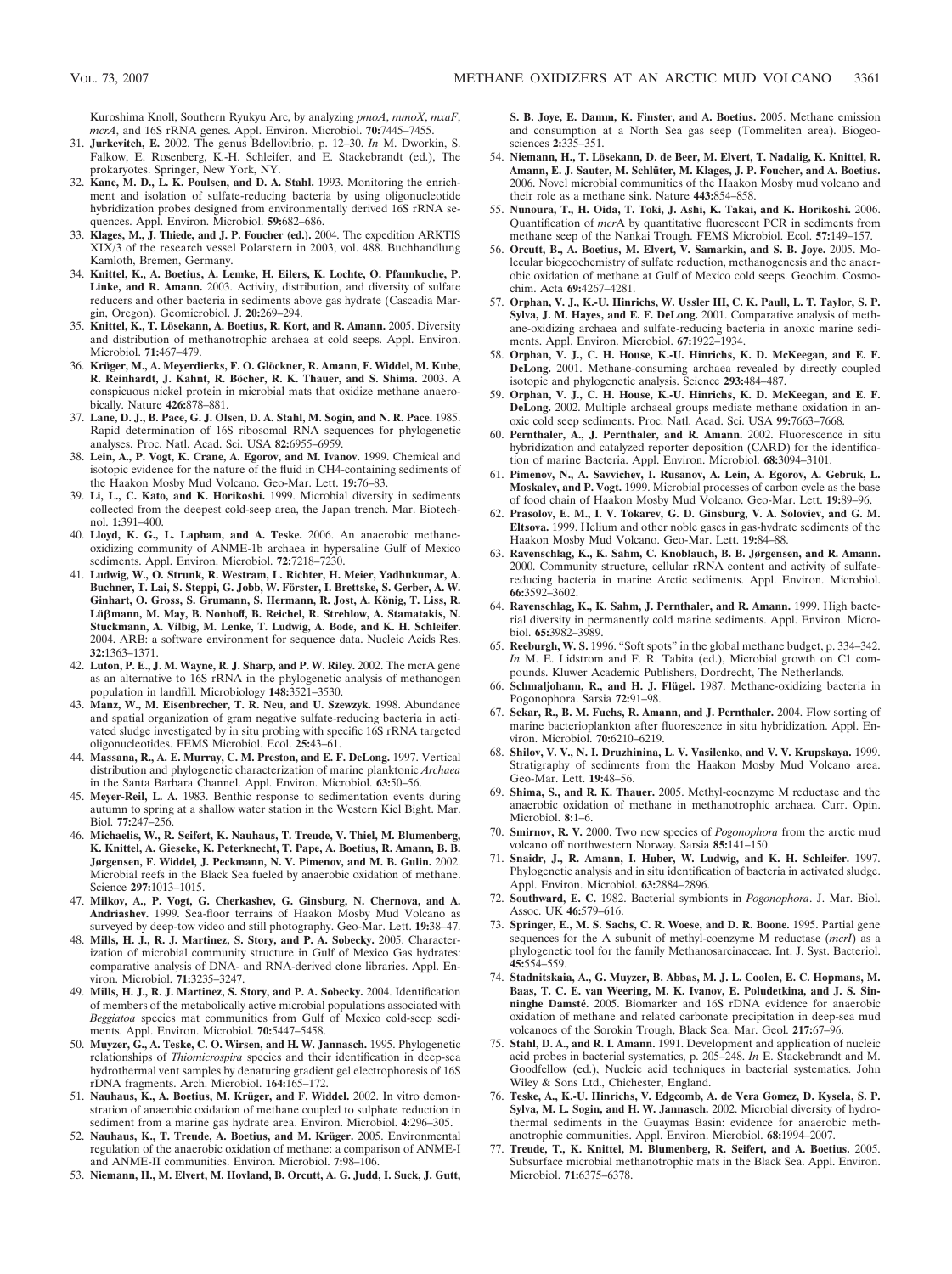Kuroshima Knoll, Southern Ryukyu Arc, by analyzing *pmoA*, *mmoX*, *mxaF*, *mcrA*, and 16S rRNA genes. Appl. Environ. Microbiol. **70:**7445–7455.

31. **Jurkevitch, E.** 2002. The genus Bdellovibrio, p. 12–30. *In* M. Dworkin, S. Falkow, E. Rosenberg, K.-H. Schleifer, and E. Stackebrandt (ed.), The prokaryotes. Springer, New York, NY.
32. **Kane, M. D., L. K. Poulsen, and D. A. Stahl.** 1993. Monitoring the enrichment and isolation of sulfate-reducing bacteria by using oligonucleotide hybridization probes designed from environmentally derived 16S rRNA sequences. Appl. Environ. Microbiol. **59:**682–686.
33. **Klages, M., J. Thiede, and J. P. Foucher (ed.).** 2004. The expedition ARKTIS XIX/3 of the research vessel Polarstern in 2003, vol. 488. Buchhandlung Kamloth, Bremen, Germany.
34. **Knittel, K., A. Boetius, A. Lemke, H. Eilers, K. Lochte, O. Pfannkuche, P. Linke, and R. Amann.** 2003. Activity, distribution, and diversity of sulfate reducers and other bacteria in sediments above gas hydrate (Cascadia Margin, Oregon). Geomicrobiol. J. **20:**269–294.
35. **Knittel, K., T. Lösekann, A. Boetius, R. Kort, and R. Amann.** 2005. Diversity and distribution of methanotrophic archaea at cold seeps. Appl. Environ. Microbiol. **71:**467–479.
36. **Krüger, M., A. Meyerdierks, F. O. Glöckner, R. Amann, F. Widdel, M. Kube, R. Reinhardt, J. Kahnt, R. Böcher, R. K. Thauer, and S. Shima.** 2003. A conspicuous nickel protein in microbial mats that oxidize methane anaerobically. Nature **426:**878–881.
37. **Lane, D. J., B. Pace, G. J. Olsen, D. A. Stahl, M. Sogin, and N. R. Pace.** 1985. Rapid determination of 16S ribosomal RNA sequences for phylogenetic analyses. Proc. Natl. Acad. Sci. USA **82:**6955–6959.
38. **Lein, A., P. Vogt, K. Crane, A. Egorov, and M. Ivanov.** 1999. Chemical and isotopic evidence for the nature of the fluid in CH4-containing sediments of the Haakon Mosby Mud Volcano. Geo-Mar. Lett. **19:**76–83.
39. **Li, L., C. Kato, and K. Horikoshi.** 1999. Microbial diversity in sediments collected from the deepest cold-seep area, the Japan trench. Mar. Biotechnol. **1:**391–400.
40. **Lloyd, K. G., L. Lapham, and A. Teske.** 2006. An anaerobic methane-oxidizing community of ANME-1b archaea in hypersaline Gulf of Mexico sediments. Appl. Environ. Microbiol. **72:**7218–7230.
41. **Ludwig, W., O. Strunk, R. Westram, L. Richter, H. Meier, Yadhukumar, A. Buchner, T. Lai, S. Steppi, G. Jobb, W. Förster, I. Brettske, S. Gerber, A. W. Ginhart, O. Gross, S. Grumann, S. Hermann, R. Jost, A. König, T. Liss, R. Lüßmann, M. May, B. Nonhoff, B. Reichel, R. Strehlow, A. Stamatakis, N. Stuckmann, A. Vilbig, M. Lenke, T. Ludwig, A. Bode, and K. H. Schleifer.** 2004. ARB: a software environment for sequence data. Nucleic Acids Res. **32:**1363–1371.
42. **Luton, P. E., J. M. Wayne, R. J. Sharp, and P. W. Riley.** 2002. The mcrA gene as an alternative to 16S rRNA in the phylogenetic analysis of methanogen population in landfill. Microbiology **148:**3521–3530.
43. **Manz, W., M. Eisenbrecher, T. R. Neu, and U. Szewzyk.** 1998. Abundance and spatial organization of gram negative sulfate-reducing bacteria in activated sludge investigated by in situ probing with specific 16S rRNA targeted oligonucleotides. FEMS Microbiol. Ecol. **25:**43–61.
44. **Massana, R., A. E. Murray, C. M. Preston, and E. F. DeLong.** 1997. Vertical distribution and phylogenetic characterization of marine planktonic *Archaea* in the Santa Barbara Channel. Appl. Environ. Microbiol. **63:**50–56.
45. **Meyer-Reil, L. A.** 1983. Benthic response to sedimentation events during autumn to spring at a shallow water station in the Western Kiel Bight. Mar. Biol. **77:**247–256.
46. **Michaelis, W., R. Seifert, K. Nauhaus, T. Treude, V. Thiel, M. Blumenberg, K. Knittel, A. Gieseke, K. Peterknecht, T. Pape, A. Boetius, R. Amann, B. B. Jørgensen, F. Widdel, J. Peckmann, N. V. Pimenov, and M. B. Gulin.** 2002. Microbial reefs in the Black Sea fueled by anaerobic oxidation of methane. Science **297:**1013–1015.
47. **Milkov, A., P. Vogt, G. Cherkashev, G. Ginsburg, N. Chernova, and A. Andriashev.** 1999. Sea-floor terrains of Haakon Mosby Mud Volcano as surveyed by deep-tow video and still photography. Geo-Mar. Lett. **19:**38–47.
48. **Mills, H. J., R. J. Martinez, S. Story, and P. A. Sobecky.** 2005. Characterization of microbial community structure in Gulf of Mexico Gas hydrates: comparative analysis of DNA- and RNA-derived clone libraries. Appl. Environ. Microbiol. **71:**3235–3247.
49. **Mills, H. J., R. J. Martinez, S. Story, and P. A. Sobecky.** 2004. Identification of members of the metabolically active microbial populations associated with *Beggiatoa* species mat communities from Gulf of Mexico cold-seep sediments. Appl. Environ. Microbiol. **70:**5447–5458.
50. **Muyzer, G., A. Teske, C. O. Wirsen, and H. W. Jannasch.** 1995. Phylogenetic relationships of *Thiomicrospira* species and their identification in deep-sea hydrothermal vent samples by denaturing gradient gel electrophoresis of 16S rDNA fragments. Arch. Microbiol. **164:**165–172.
51. **Nauhaus, K., A. Boetius, M. Krüger, and F. Widdel.** 2002. In vitro demonstration of anaerobic oxidation of methane coupled to sulphate reduction in sediment from a marine gas hydrate area. Environ. Microbiol. **4:**296–305.
52. **Nauhaus, K., T. Treude, A. Boetius, and M. Krüger.** 2005. Environmental regulation of the anaerobic oxidation of methane: a comparison of ANME-I and ANME-II communities. Environ. Microbiol. **7:**98–106.
53. **Niemann, H., M. Elvert, M. Hovland, B. Orcutt, A. G. Judd, I. Suck, J. Gutt, S. B. Joye, E. Damm, K. Finster, and A. Boetius.** 2005. Methane emission and consumption at a North Sea gas seep (Tommeliten area). Biogeosciences **2:**335–351.
54. **Niemann, H., T. Lösekann, D. de Beer, M. Elvert, T. Nadalig, K. Knittel, R. Amann, E. J. Sauter, M. Schlüter, M. Klages, J. P. Foucher, and A. Boetius.** 2006. Novel microbial communities of the Haakon Mosby mud volcano and their role as a methane sink. Nature **443:**854–858.
55. **Nunoura, T., H. Oida, T. Toki, J. Ashi, K. Takai, and K. Horikoshi.** 2006. Quantification of *mcr*A by quantitative fluorescent PCR in sediments from methane seep of the Nankai Trough. FEMS Microbiol. Ecol. **57:**149–157.
56. **Orcutt, B., A. Boetius, M. Elvert, V. Samarkin, and S. B. Joye.** 2005. Molecular biogeochemistry of sulfate reduction, methanogenesis and the anaerobic oxidation of methane at Gulf of Mexico cold seeps. Geochim. Cosmochim. Acta **69:**4267–4281.
57. **Orphan, V. J., K.-U. Hinrichs, W. Ussler III, C. K. Paull, L. T. Taylor, S. P. Sylva, J. M. Hayes, and E. F. DeLong.** 2001. Comparative analysis of methane-oxidizing archaea and sulfate-reducing bacteria in anoxic marine sediments. Appl. Environ. Microbiol. **67:**1922–1934.
58. **Orphan, V. J., C. H. House, K.-U. Hinrichs, K. D. McKeegan, and E. F. DeLong.** 2001. Methane-consuming archaea revealed by directly coupled isotopic and phylogenetic analysis. Science **293:**484–487.
59. **Orphan, V. J., C. H. House, K.-U. Hinrichs, K. D. McKeegan, and E. F. DeLong.** 2002. Multiple archaeal groups mediate methane oxidation in anoxic cold seep sediments. Proc. Natl. Acad. Sci. USA **99:**7663–7668.
60. **Pernthaler, A., J. Pernthaler, and R. Amann.** 2002. Fluorescence in situ hybridization and catalyzed reporter deposition (CARD) for the identification of marine Bacteria. Appl. Environ. Microbiol. **68:**3094–3101.
61. **Pimenov, N., A. Savvichev, I. Rusanov, A. Lein, A. Egorov, A. Gebruk, L. Moskalev, and P. Vogt.** 1999. Microbial processes of carbon cycle as the base of food chain of Haakon Mosby Mud Volcano. Geo-Mar. Lett. **19:**89–96.
62. **Prasolov, E. M., I. V. Tokarev, G. D. Ginsburg, V. A. Soloviev, and G. M. Eltsova.** 1999. Helium and other noble gases in gas-hydrate sediments of the Haakon Mosby Mud Volcano. Geo-Mar. Lett. **19:**84–88.
63. **Ravenschlag, K., K. Sahm, C. Knoblauch, B. B. Jørgensen, and R. Amann.** 2000. Community structure, cellular rRNA content and activity of sulfate-reducing bacteria in marine Arctic sediments. Appl. Environ. Microbiol. **66:**3592–3602.
64. **Ravenschlag, K., K. Sahm, J. Pernthaler, and R. Amann.** 1999. High bacterial diversity in permanently cold marine sediments. Appl. Environ. Microbiol. **65:**3982–3989.
65. **Reeburgh, W. S.** 1996. "Soft spots" in the global methane budget, p. 334–342. *In* M. E. Lidstrom and F. R. Tabita (ed.), Microbial growth on C1 compounds. Kluwer Academic Publishers, Dordrecht, The Netherlands.
66. **Schmaljohann, R., and H. J. Flügel.** 1987. Methane-oxidizing bacteria in Pogonophora. Sarsia **72:**91–98.
67. **Sekar, R., B. M. Fuchs, R. Amann, and J. Pernthaler.** 2004. Flow sorting of marine bacterioplankton after fluorescence in situ hybridization. Appl. Environ. Microbiol. **70:**6210–6219.
68. **Shilov, V. V., N. I. Druzhinina, L. V. Vasilenko, and V. V. Krupskaya.** 1999. Stratigraphy of sediments from the Haakon Mosby Mud Volcano area. Geo-Mar. Lett. **19:**48–56.
69. **Shima, S., and R. K. Thauer.** 2005. Methyl-coenzyme M reductase and the anaerobic oxidation of methane in methanotrophic archaea. Curr. Opin. Microbiol. **8:**1–6.
70. **Smirnov, R. V.** 2000. Two new species of *Pogonophora* from the arctic mud volcano off northwestern Norway. Sarsia **85:**141–150.
71. **Snaidr, J., R. Amann, I. Huber, W. Ludwig, and K. H. Schleifer.** 1997. Phylogenetic analysis and in situ identification of bacteria in activated sludge. Appl. Environ. Microbiol. **63:**2884–2896.
72. **Southward, E. C.** 1982. Bacterial symbionts in *Pogonophora*. J. Mar. Biol. Assoc. UK **46:**579–616.
73. **Springer, E., M. S. Sachs, C. R. Woese, and D. R. Boone.** 1995. Partial gene sequences for the A subunit of methyl-coenzyme M reductase (*mcrI*) as a phylogenetic tool for the family Methanosarcinaceae. Int. J. Syst. Bacteriol. **45:**554–559.
74. **Stadnitskaia, A., G. Muyzer, B. Abbas, M. J. L. Coolen, E. C. Hopmans, M. Baas, T. C. E. van Weering, M. K. Ivanov, E. Poludetkina, and J. S. Sinninghe Damsté.** 2005. Biomarker and 16S rDNA evidence for anaerobic oxidation of methane and related carbonate precipitation in deep-sea mud volcanoes of the Sorokin Trough, Black Sea. Mar. Geol. **217:**67–96.
75. **Stahl, D. A., and R. I. Amann.** 1991. Development and application of nucleic acid probes in bacterial systematics, p. 205–248. *In* E. Stackebrandt and M. Goodfellow (ed.), Nucleic acid techniques in bacterial systematics. John Wiley & Sons Ltd., Chichester, England.
76. **Teske, A., K.-U. Hinrichs, V. Edgcomb, A. de Vera Gomez, D. Kysela, S. P. Sylva, M. L. Sogin, and H. W. Jannasch.** 2002. Microbial diversity of hydrothermal sediments in the Guaymas Basin: evidence for anaerobic methanotrophic communities. Appl. Environ. Microbiol. **68:**1994–2007.
77. **Treude, T., K. Knittel, M. Blumenberg, R. Seifert, and A. Boetius.** 2005. Subsurface microbial methanotrophic mats in the Black Sea. Appl. Environ. Microbiol. **71:**6375–6378.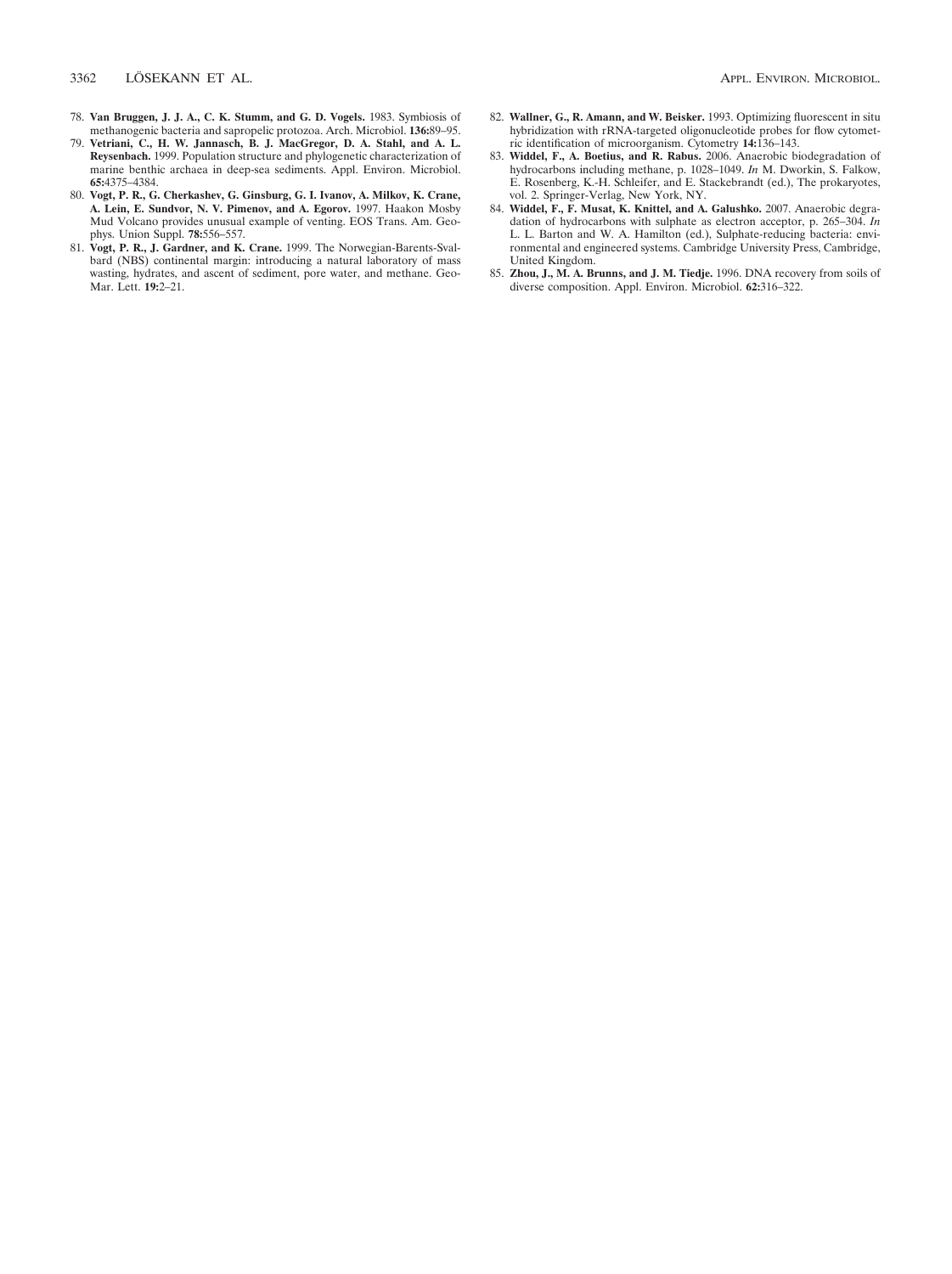78. **Van Bruggen, J. J. A., C. K. Stumm, and G. D. Vogels.** 1983. Symbiosis of methanogenic bacteria and sapropelic protozoa. Arch. Microbiol. **136:**89–95.
79. **Vetriani, C., H. W. Jannasch, B. J. MacGregor, D. A. Stahl, and A. L. Reysenbach.** 1999. Population structure and phylogenetic characterization of marine benthic archaea in deep-sea sediments. Appl. Environ. Microbiol. **65:**4375–4384.
80. **Vogt, P. R., G. Cherkashev, G. Ginsburg, G. I. Ivanov, A. Milkov, K. Crane, A. Lein, E. Sundvor, N. V. Pimenov, and A. Egorov.** 1997. Haakon Mosby Mud Volcano provides unusual example of venting. EOS Trans. Am. Geophys. Union Suppl. **78:**556–557.
81. **Vogt, P. R., J. Gardner, and K. Crane.** 1999. The Norwegian-Barents-Svalbard (NBS) continental margin: introducing a natural laboratory of mass wasting, hydrates, and ascent of sediment, pore water, and methane. Geo-Mar. Lett. **19:**2–21.
82. **Wallner, G., R. Amann, and W. Beisker.** 1993. Optimizing fluorescent in situ hybridization with rRNA-targeted oligonucleotide probes for flow cytometric identification of microorganism. Cytometry **14:**136–143.
83. **Widdel, F., A. Boetius, and R. Rabus.** 2006. Anaerobic biodegradation of hydrocarbons including methane, p. 1028–1049. *In* M. Dworkin, S. Falkow, E. Rosenberg, K.-H. Schleifer, and E. Stackebrandt (ed.), The prokaryotes, vol. 2. Springer-Verlag, New York, NY.
84. **Widdel, F., F. Musat, K. Knittel, and A. Galushko.** 2007. Anaerobic degradation of hydrocarbons with sulphate as electron acceptor, p. 265–304. *In* L. L. Barton and W. A. Hamilton (ed.), Sulphate-reducing bacteria: environmental and engineered systems. Cambridge University Press, Cambridge, United Kingdom.
85. **Zhou, J., M. A. Brunns, and J. M. Tiedje.** 1996. DNA recovery from soils of diverse composition. Appl. Environ. Microbiol. **62:**316–322.